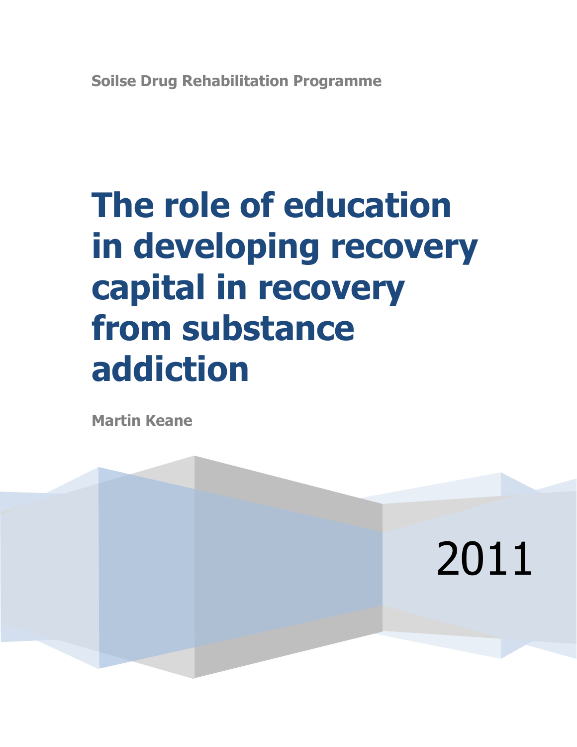**Soilse Drug Rehabilitation Programme**

# The role of education in developing recovery capital in recovery from substance addiction

**Martin Keane**

2011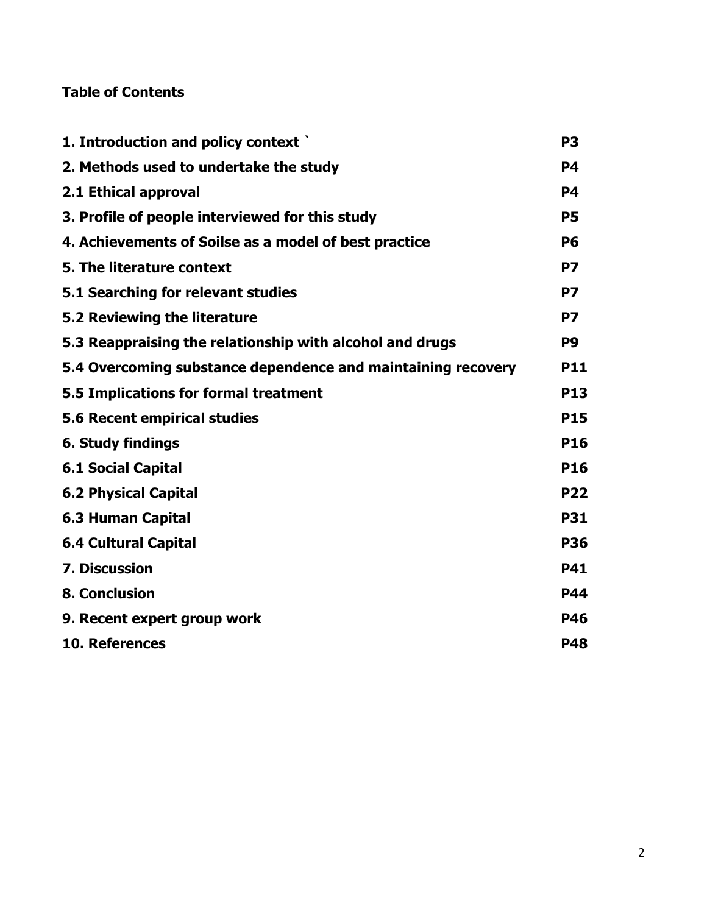**Table of Contents**

| | |
|---|---|
| **1. Introduction and policy context `** | **P3** |
| **2. Methods used to undertake the study** | **P4** |
| **2.1 Ethical approval** | **P4** |
| **3. Profile of people interviewed for this study** | **P5** |
| **4. Achievements of Soilse as a model of best practice** | **P6** |
| **5. The literature context** | **P7** |
| **5.1 Searching for relevant studies** | **P7** |
| **5.2 Reviewing the literature** | **P7** |
| **5.3 Reappraising the relationship with alcohol and drugs** | **P9** |
| **5.4 Overcoming substance dependence and maintaining recovery** | **P11** |
| **5.5 Implications for formal treatment** | **P13** |
| **5.6 Recent empirical studies** | **P15** |
| **6. Study findings** | **P16** |
| **6.1 Social Capital** | **P16** |
| **6.2 Physical Capital** | **P22** |
| **6.3 Human Capital** | **P31** |
| **6.4 Cultural Capital** | **P36** |
| **7. Discussion** | **P41** |
| **8. Conclusion** | **P44** |
| **9. Recent expert group work** | **P46** |
| **10. References** | **P48** |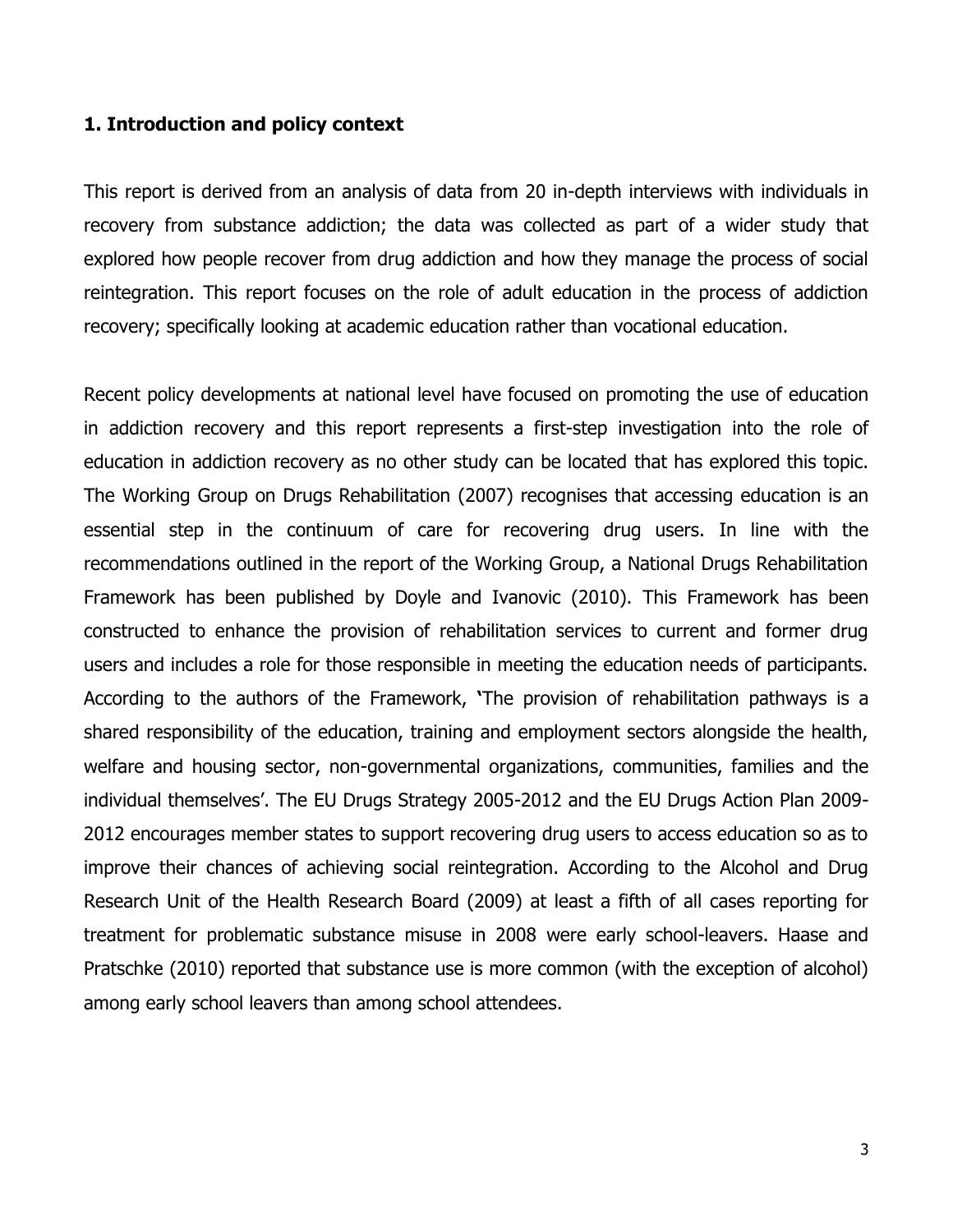## 1. Introduction and policy context

This report is derived from an analysis of data from 20 in-depth interviews with individuals in recovery from substance addiction; the data was collected as part of a wider study that explored how people recover from drug addiction and how they manage the process of social reintegration. This report focuses on the role of adult education in the process of addiction recovery; specifically looking at academic education rather than vocational education.

Recent policy developments at national level have focused on promoting the use of education in addiction recovery and this report represents a first-step investigation into the role of education in addiction recovery as no other study can be located that has explored this topic. The Working Group on Drugs Rehabilitation (2007) recognises that accessing education is an essential step in the continuum of care for recovering drug users. In line with the recommendations outlined in the report of the Working Group, a National Drugs Rehabilitation Framework has been published by Doyle and Ivanovic (2010). This Framework has been constructed to enhance the provision of rehabilitation services to current and former drug users and includes a role for those responsible in meeting the education needs of participants. According to the authors of the Framework, **'**The provision of rehabilitation pathways is a shared responsibility of the education, training and employment sectors alongside the health, welfare and housing sector, non-governmental organizations, communities, families and the individual themselves'. The EU Drugs Strategy 2005-2012 and the EU Drugs Action Plan 2009-2012 encourages member states to support recovering drug users to access education so as to improve their chances of achieving social reintegration. According to the Alcohol and Drug Research Unit of the Health Research Board (2009) at least a fifth of all cases reporting for treatment for problematic substance misuse in 2008 were early school-leavers. Haase and Pratschke (2010) reported that substance use is more common (with the exception of alcohol) among early school leavers than among school attendees.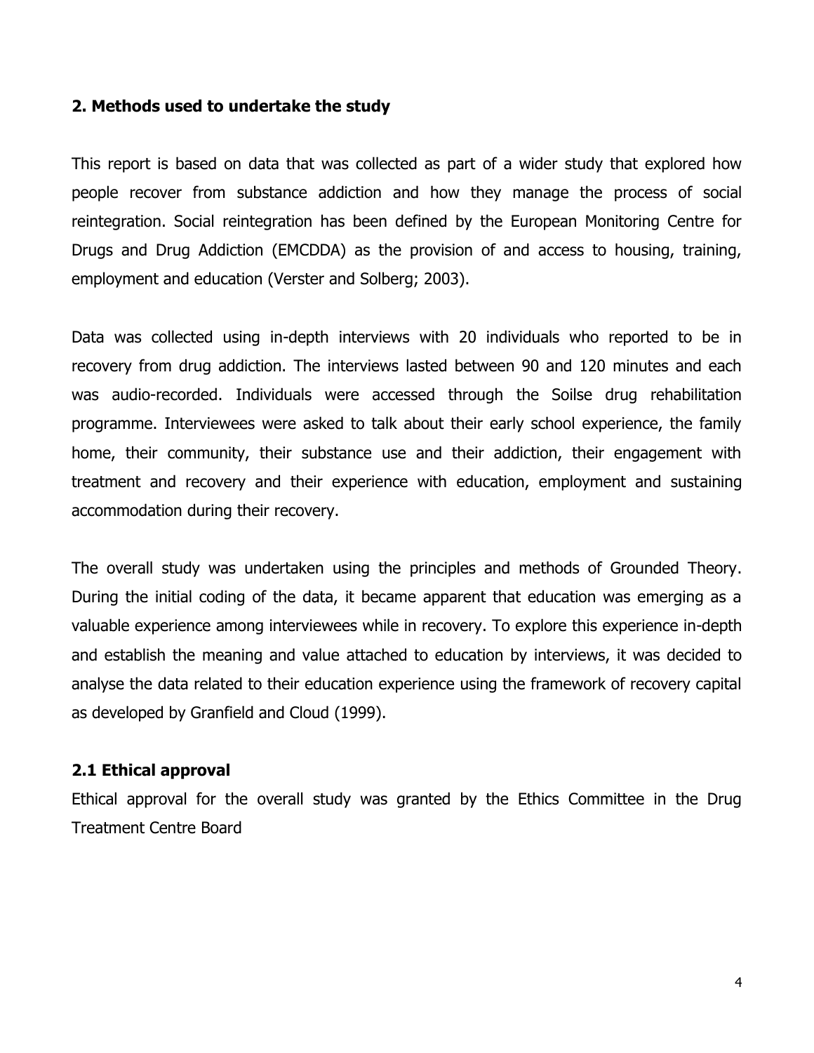## 2. Methods used to undertake the study

This report is based on data that was collected as part of a wider study that explored how people recover from substance addiction and how they manage the process of social reintegration. Social reintegration has been defined by the European Monitoring Centre for Drugs and Drug Addiction (EMCDDA) as the provision of and access to housing, training, employment and education (Verster and Solberg; 2003).

Data was collected using in-depth interviews with 20 individuals who reported to be in recovery from drug addiction. The interviews lasted between 90 and 120 minutes and each was audio-recorded. Individuals were accessed through the Soilse drug rehabilitation programme. Interviewees were asked to talk about their early school experience, the family home, their community, their substance use and their addiction, their engagement with treatment and recovery and their experience with education, employment and sustaining accommodation during their recovery.

The overall study was undertaken using the principles and methods of Grounded Theory. During the initial coding of the data, it became apparent that education was emerging as a valuable experience among interviewees while in recovery. To explore this experience in-depth and establish the meaning and value attached to education by interviews, it was decided to analyse the data related to their education experience using the framework of recovery capital as developed by Granfield and Cloud (1999).

### 2.1 Ethical approval

Ethical approval for the overall study was granted by the Ethics Committee in the Drug Treatment Centre Board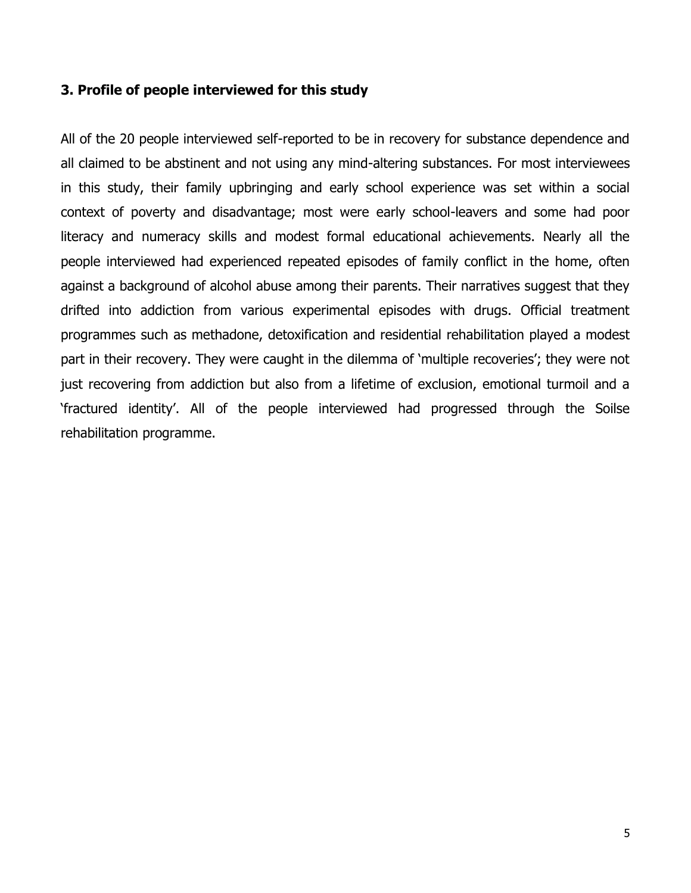## 3. Profile of people interviewed for this study

All of the 20 people interviewed self-reported to be in recovery for substance dependence and all claimed to be abstinent and not using any mind-altering substances. For most interviewees in this study, their family upbringing and early school experience was set within a social context of poverty and disadvantage; most were early school-leavers and some had poor literacy and numeracy skills and modest formal educational achievements. Nearly all the people interviewed had experienced repeated episodes of family conflict in the home, often against a background of alcohol abuse among their parents. Their narratives suggest that they drifted into addiction from various experimental episodes with drugs. Official treatment programmes such as methadone, detoxification and residential rehabilitation played a modest part in their recovery. They were caught in the dilemma of 'multiple recoveries'; they were not just recovering from addiction but also from a lifetime of exclusion, emotional turmoil and a 'fractured identity'. All of the people interviewed had progressed through the Soilse rehabilitation programme.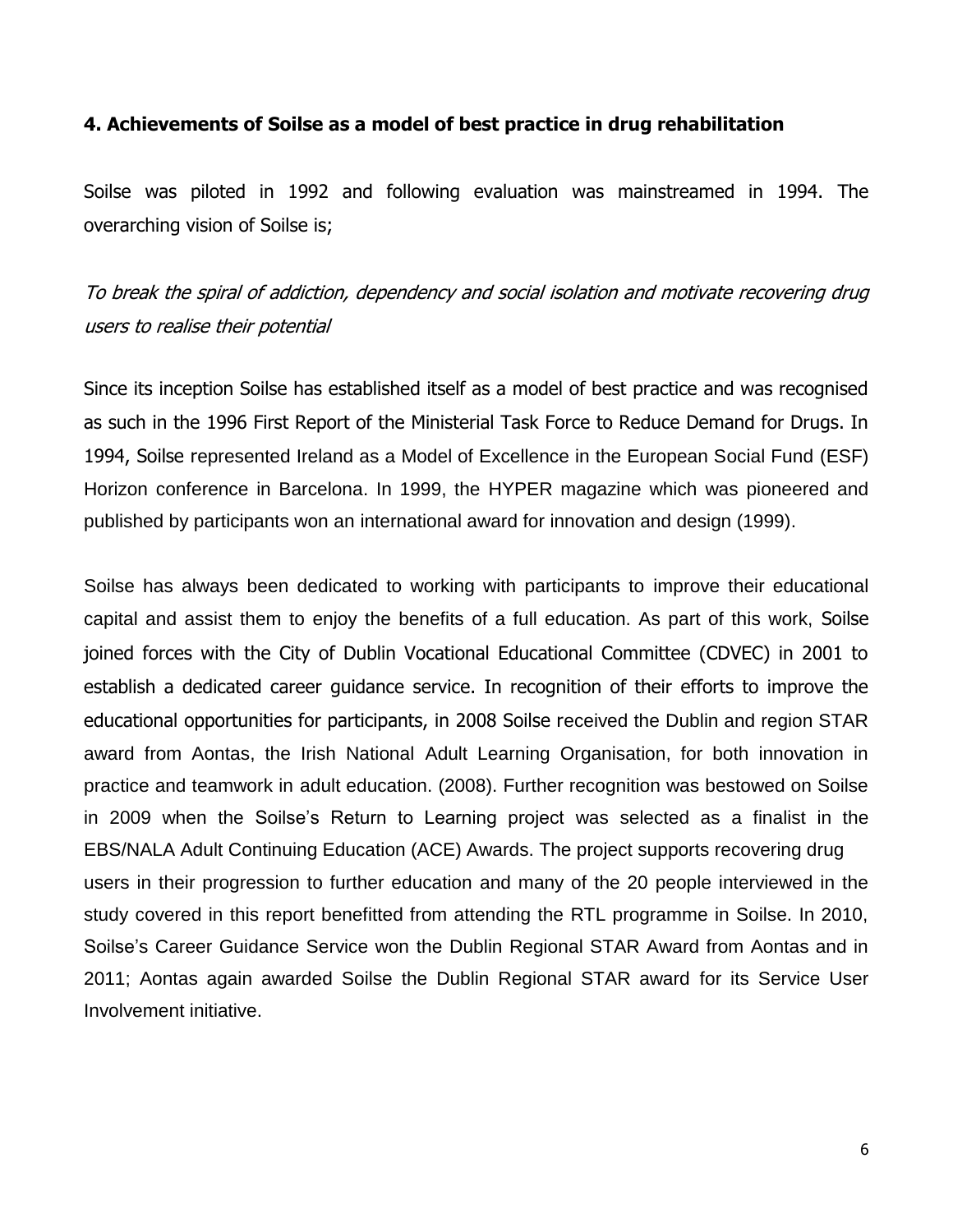## 4. Achievements of Soilse as a model of best practice in drug rehabilitation

Soilse was piloted in 1992 and following evaluation was mainstreamed in 1994. The overarching vision of Soilse is;

*To break the spiral of addiction, dependency and social isolation and motivate recovering drug users to realise their potential*

Since its inception Soilse has established itself as a model of best practice and was recognised as such in the 1996 First Report of the Ministerial Task Force to Reduce Demand for Drugs. In 1994, Soilse represented Ireland as a Model of Excellence in the European Social Fund (ESF) Horizon conference in Barcelona. In 1999, the HYPER magazine which was pioneered and published by participants won an international award for innovation and design (1999).

Soilse has always been dedicated to working with participants to improve their educational capital and assist them to enjoy the benefits of a full education. As part of this work, Soilse joined forces with the City of Dublin Vocational Educational Committee (CDVEC) in 2001 to establish a dedicated career guidance service. In recognition of their efforts to improve the educational opportunities for participants, in 2008 Soilse received the Dublin and region STAR award from Aontas, the Irish National Adult Learning Organisation, for both innovation in practice and teamwork in adult education. (2008). Further recognition was bestowed on Soilse in 2009 when the Soilse's Return to Learning project was selected as a finalist in the EBS/NALA Adult Continuing Education (ACE) Awards. The project supports recovering drug users in their progression to further education and many of the 20 people interviewed in the study covered in this report benefitted from attending the RTL programme in Soilse. In 2010, Soilse's Career Guidance Service won the Dublin Regional STAR Award from Aontas and in 2011; Aontas again awarded Soilse the Dublin Regional STAR award for its Service User Involvement initiative.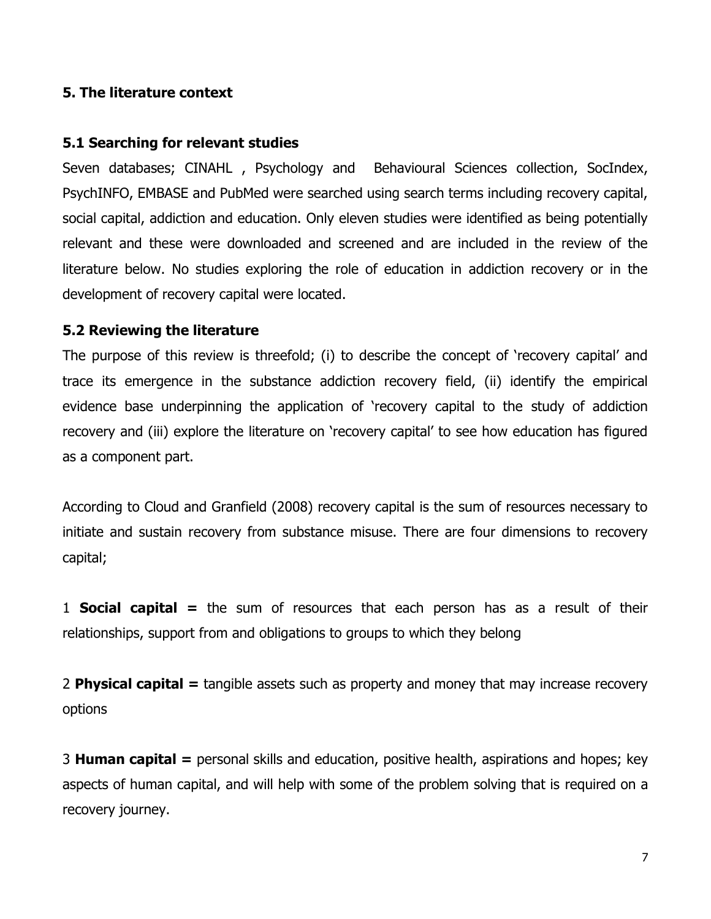## 5. The literature context

### 5.1 Searching for relevant studies

Seven databases; CINAHL , Psychology and Behavioural Sciences collection, SocIndex, PsychINFO, EMBASE and PubMed were searched using search terms including recovery capital, social capital, addiction and education. Only eleven studies were identified as being potentially relevant and these were downloaded and screened and are included in the review of the literature below. No studies exploring the role of education in addiction recovery or in the development of recovery capital were located.

### 5.2 Reviewing the literature

The purpose of this review is threefold; (i) to describe the concept of 'recovery capital' and trace its emergence in the substance addiction recovery field, (ii) identify the empirical evidence base underpinning the application of 'recovery capital to the study of addiction recovery and (iii) explore the literature on 'recovery capital' to see how education has figured as a component part.

According to Cloud and Granfield (2008) recovery capital is the sum of resources necessary to initiate and sustain recovery from substance misuse. There are four dimensions to recovery capital;

1 **Social capital =** the sum of resources that each person has as a result of their relationships, support from and obligations to groups to which they belong

2 **Physical capital =** tangible assets such as property and money that may increase recovery options

3 **Human capital =** personal skills and education, positive health, aspirations and hopes; key aspects of human capital, and will help with some of the problem solving that is required on a recovery journey.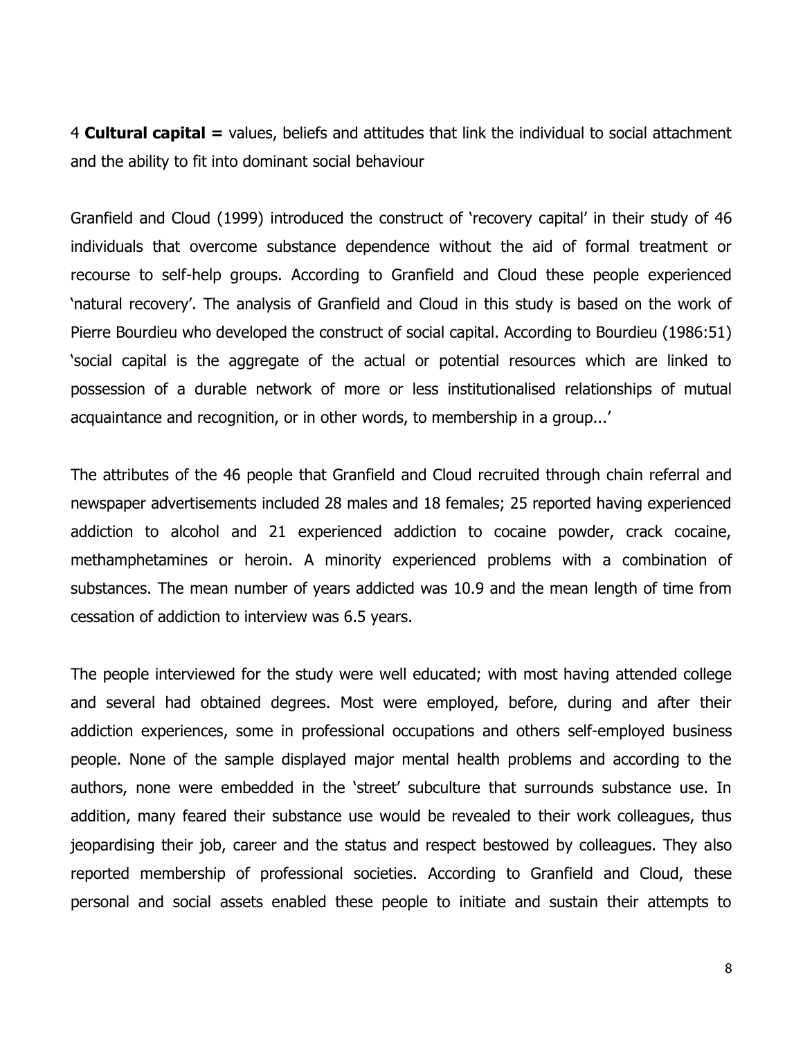4 **Cultural capital =** values, beliefs and attitudes that link the individual to social attachment and the ability to fit into dominant social behaviour

Granfield and Cloud (1999) introduced the construct of 'recovery capital' in their study of 46 individuals that overcome substance dependence without the aid of formal treatment or recourse to self-help groups. According to Granfield and Cloud these people experienced 'natural recovery'. The analysis of Granfield and Cloud in this study is based on the work of Pierre Bourdieu who developed the construct of social capital. According to Bourdieu (1986:51) 'social capital is the aggregate of the actual or potential resources which are linked to possession of a durable network of more or less institutionalised relationships of mutual acquaintance and recognition, or in other words, to membership in a group...'

The attributes of the 46 people that Granfield and Cloud recruited through chain referral and newspaper advertisements included 28 males and 18 females; 25 reported having experienced addiction to alcohol and 21 experienced addiction to cocaine powder, crack cocaine, methamphetamines or heroin. A minority experienced problems with a combination of substances. The mean number of years addicted was 10.9 and the mean length of time from cessation of addiction to interview was 6.5 years.

The people interviewed for the study were well educated; with most having attended college and several had obtained degrees. Most were employed, before, during and after their addiction experiences, some in professional occupations and others self-employed business people. None of the sample displayed major mental health problems and according to the authors, none were embedded in the 'street' subculture that surrounds substance use. In addition, many feared their substance use would be revealed to their work colleagues, thus jeopardising their job, career and the status and respect bestowed by colleagues. They also reported membership of professional societies. According to Granfield and Cloud, these personal and social assets enabled these people to initiate and sustain their attempts to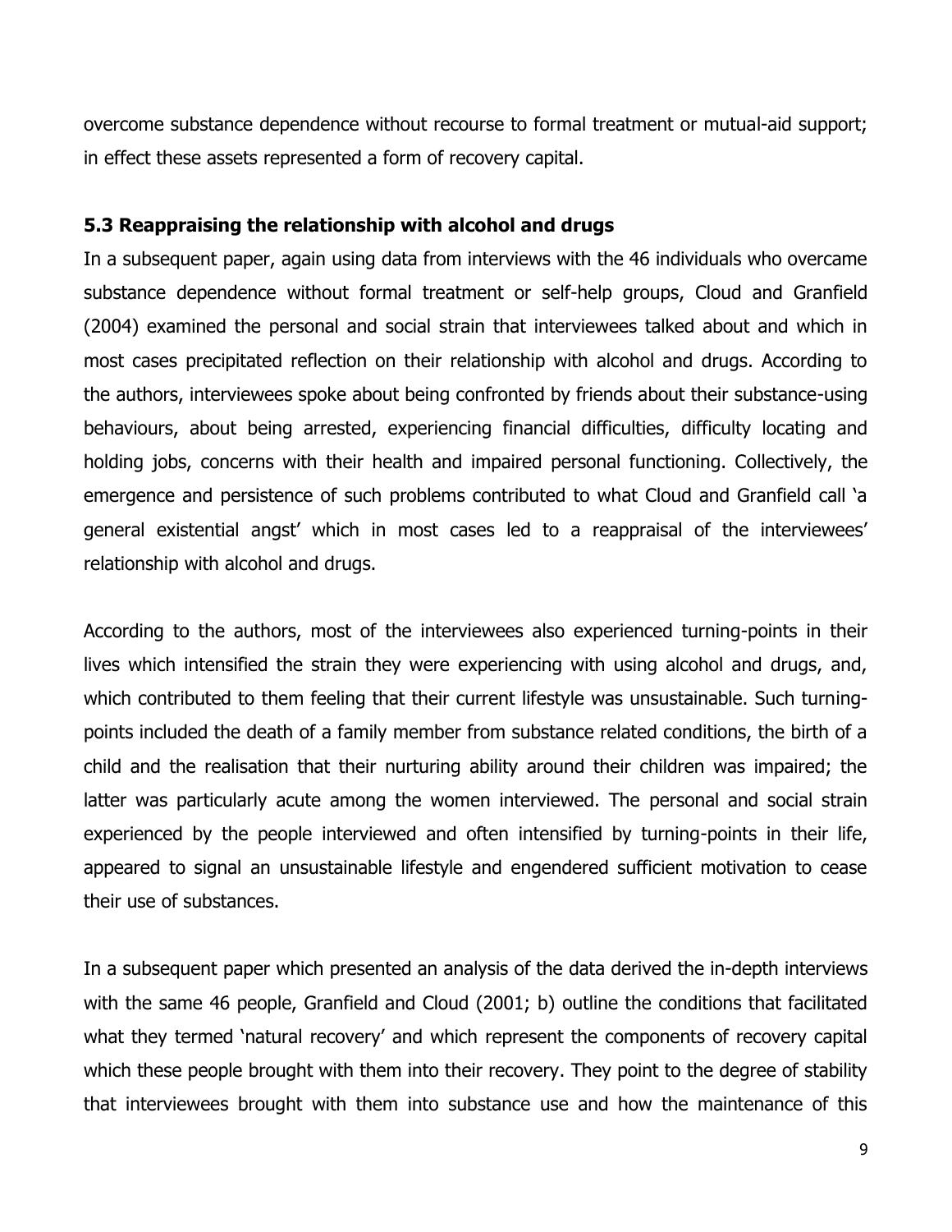overcome substance dependence without recourse to formal treatment or mutual-aid support; in effect these assets represented a form of recovery capital.

### 5.3 Reappraising the relationship with alcohol and drugs

In a subsequent paper, again using data from interviews with the 46 individuals who overcame substance dependence without formal treatment or self-help groups, Cloud and Granfield (2004) examined the personal and social strain that interviewees talked about and which in most cases precipitated reflection on their relationship with alcohol and drugs. According to the authors, interviewees spoke about being confronted by friends about their substance-using behaviours, about being arrested, experiencing financial difficulties, difficulty locating and holding jobs, concerns with their health and impaired personal functioning. Collectively, the emergence and persistence of such problems contributed to what Cloud and Granfield call 'a general existential angst' which in most cases led to a reappraisal of the interviewees' relationship with alcohol and drugs.

According to the authors, most of the interviewees also experienced turning-points in their lives which intensified the strain they were experiencing with using alcohol and drugs, and, which contributed to them feeling that their current lifestyle was unsustainable. Such turning-points included the death of a family member from substance related conditions, the birth of a child and the realisation that their nurturing ability around their children was impaired; the latter was particularly acute among the women interviewed. The personal and social strain experienced by the people interviewed and often intensified by turning-points in their life, appeared to signal an unsustainable lifestyle and engendered sufficient motivation to cease their use of substances.

In a subsequent paper which presented an analysis of the data derived the in-depth interviews with the same 46 people, Granfield and Cloud (2001; b) outline the conditions that facilitated what they termed 'natural recovery' and which represent the components of recovery capital which these people brought with them into their recovery. They point to the degree of stability that interviewees brought with them into substance use and how the maintenance of this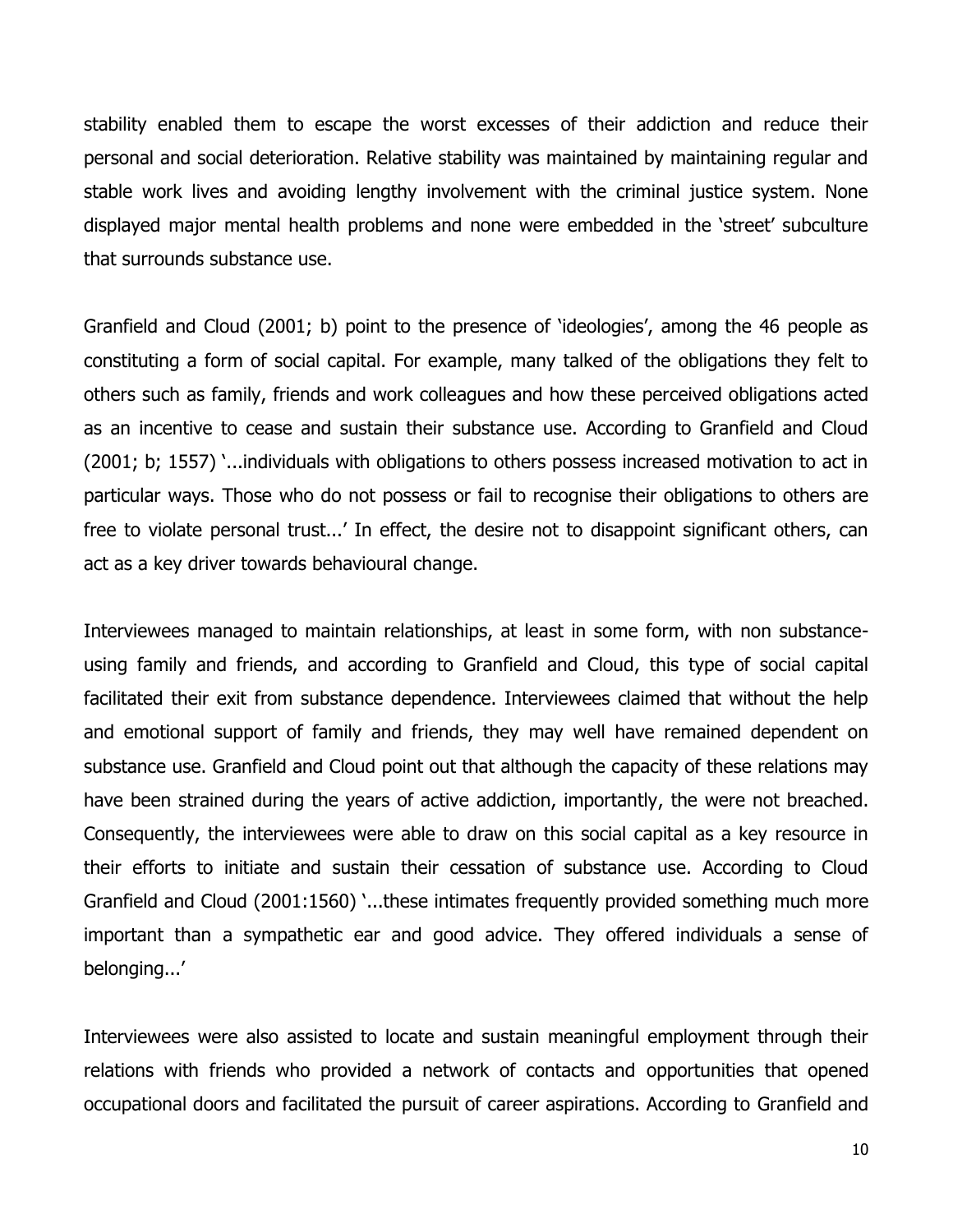stability enabled them to escape the worst excesses of their addiction and reduce their personal and social deterioration. Relative stability was maintained by maintaining regular and stable work lives and avoiding lengthy involvement with the criminal justice system. None displayed major mental health problems and none were embedded in the 'street' subculture that surrounds substance use.

Granfield and Cloud (2001; b) point to the presence of 'ideologies', among the 46 people as constituting a form of social capital. For example, many talked of the obligations they felt to others such as family, friends and work colleagues and how these perceived obligations acted as an incentive to cease and sustain their substance use. According to Granfield and Cloud (2001; b; 1557) '...individuals with obligations to others possess increased motivation to act in particular ways. Those who do not possess or fail to recognise their obligations to others are free to violate personal trust...' In effect, the desire not to disappoint significant others, can act as a key driver towards behavioural change.

Interviewees managed to maintain relationships, at least in some form, with non substance-using family and friends, and according to Granfield and Cloud, this type of social capital facilitated their exit from substance dependence. Interviewees claimed that without the help and emotional support of family and friends, they may well have remained dependent on substance use. Granfield and Cloud point out that although the capacity of these relations may have been strained during the years of active addiction, importantly, the were not breached. Consequently, the interviewees were able to draw on this social capital as a key resource in their efforts to initiate and sustain their cessation of substance use. According to Cloud Granfield and Cloud (2001:1560) '...these intimates frequently provided something much more important than a sympathetic ear and good advice. They offered individuals a sense of belonging...'

Interviewees were also assisted to locate and sustain meaningful employment through their relations with friends who provided a network of contacts and opportunities that opened occupational doors and facilitated the pursuit of career aspirations. According to Granfield and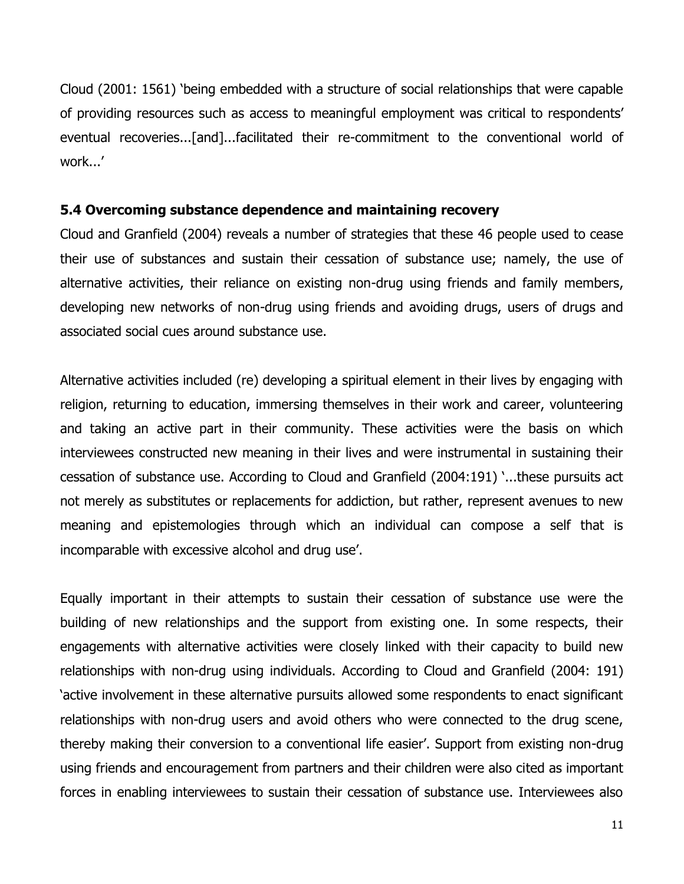Cloud (2001: 1561) 'being embedded with a structure of social relationships that were capable of providing resources such as access to meaningful employment was critical to respondents' eventual recoveries...[and]...facilitated their re-commitment to the conventional world of work...'

### 5.4 Overcoming substance dependence and maintaining recovery

Cloud and Granfield (2004) reveals a number of strategies that these 46 people used to cease their use of substances and sustain their cessation of substance use; namely, the use of alternative activities, their reliance on existing non-drug using friends and family members, developing new networks of non-drug using friends and avoiding drugs, users of drugs and associated social cues around substance use.

Alternative activities included (re) developing a spiritual element in their lives by engaging with religion, returning to education, immersing themselves in their work and career, volunteering and taking an active part in their community. These activities were the basis on which interviewees constructed new meaning in their lives and were instrumental in sustaining their cessation of substance use. According to Cloud and Granfield (2004:191) '...these pursuits act not merely as substitutes or replacements for addiction, but rather, represent avenues to new meaning and epistemologies through which an individual can compose a self that is incomparable with excessive alcohol and drug use'.

Equally important in their attempts to sustain their cessation of substance use were the building of new relationships and the support from existing one. In some respects, their engagements with alternative activities were closely linked with their capacity to build new relationships with non-drug using individuals. According to Cloud and Granfield (2004: 191) 'active involvement in these alternative pursuits allowed some respondents to enact significant relationships with non-drug users and avoid others who were connected to the drug scene, thereby making their conversion to a conventional life easier'. Support from existing non-drug using friends and encouragement from partners and their children were also cited as important forces in enabling interviewees to sustain their cessation of substance use. Interviewees also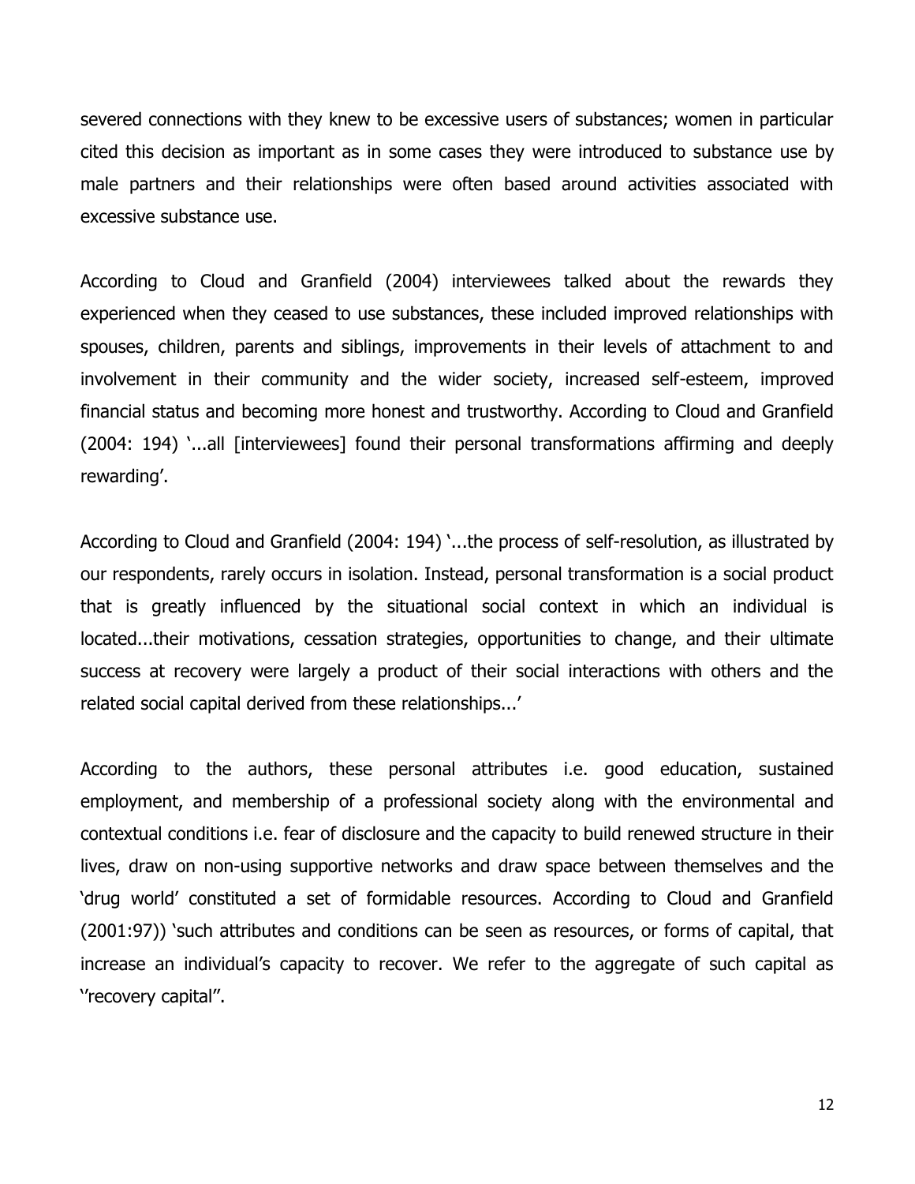severed connections with they knew to be excessive users of substances; women in particular cited this decision as important as in some cases they were introduced to substance use by male partners and their relationships were often based around activities associated with excessive substance use.

According to Cloud and Granfield (2004) interviewees talked about the rewards they experienced when they ceased to use substances, these included improved relationships with spouses, children, parents and siblings, improvements in their levels of attachment to and involvement in their community and the wider society, increased self-esteem, improved financial status and becoming more honest and trustworthy. According to Cloud and Granfield (2004: 194) '...all [interviewees] found their personal transformations affirming and deeply rewarding'.

According to Cloud and Granfield (2004: 194) '...the process of self-resolution, as illustrated by our respondents, rarely occurs in isolation. Instead, personal transformation is a social product that is greatly influenced by the situational social context in which an individual is located...their motivations, cessation strategies, opportunities to change, and their ultimate success at recovery were largely a product of their social interactions with others and the related social capital derived from these relationships...'

According to the authors, these personal attributes i.e. good education, sustained employment, and membership of a professional society along with the environmental and contextual conditions i.e. fear of disclosure and the capacity to build renewed structure in their lives, draw on non-using supportive networks and draw space between themselves and the 'drug world' constituted a set of formidable resources. According to Cloud and Granfield (2001:97)) 'such attributes and conditions can be seen as resources, or forms of capital, that increase an individual's capacity to recover. We refer to the aggregate of such capital as ''recovery capital''.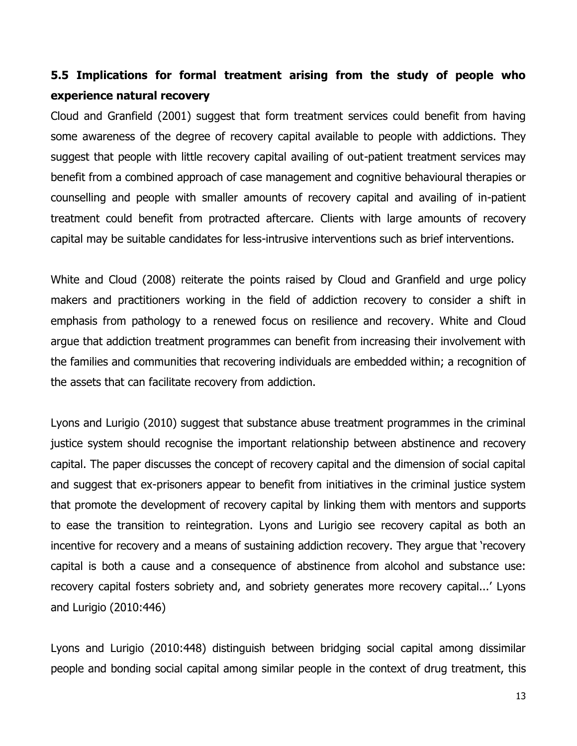## 5.5 Implications for formal treatment arising from the study of people who experience natural recovery

Cloud and Granfield (2001) suggest that form treatment services could benefit from having some awareness of the degree of recovery capital available to people with addictions. They suggest that people with little recovery capital availing of out-patient treatment services may benefit from a combined approach of case management and cognitive behavioural therapies or counselling and people with smaller amounts of recovery capital and availing of in-patient treatment could benefit from protracted aftercare. Clients with large amounts of recovery capital may be suitable candidates for less-intrusive interventions such as brief interventions.

White and Cloud (2008) reiterate the points raised by Cloud and Granfield and urge policy makers and practitioners working in the field of addiction recovery to consider a shift in emphasis from pathology to a renewed focus on resilience and recovery. White and Cloud argue that addiction treatment programmes can benefit from increasing their involvement with the families and communities that recovering individuals are embedded within; a recognition of the assets that can facilitate recovery from addiction.

Lyons and Lurigio (2010) suggest that substance abuse treatment programmes in the criminal justice system should recognise the important relationship between abstinence and recovery capital. The paper discusses the concept of recovery capital and the dimension of social capital and suggest that ex-prisoners appear to benefit from initiatives in the criminal justice system that promote the development of recovery capital by linking them with mentors and supports to ease the transition to reintegration. Lyons and Lurigio see recovery capital as both an incentive for recovery and a means of sustaining addiction recovery. They argue that 'recovery capital is both a cause and a consequence of abstinence from alcohol and substance use: recovery capital fosters sobriety and, and sobriety generates more recovery capital...' Lyons and Lurigio (2010:446)

Lyons and Lurigio (2010:448) distinguish between bridging social capital among dissimilar people and bonding social capital among similar people in the context of drug treatment, this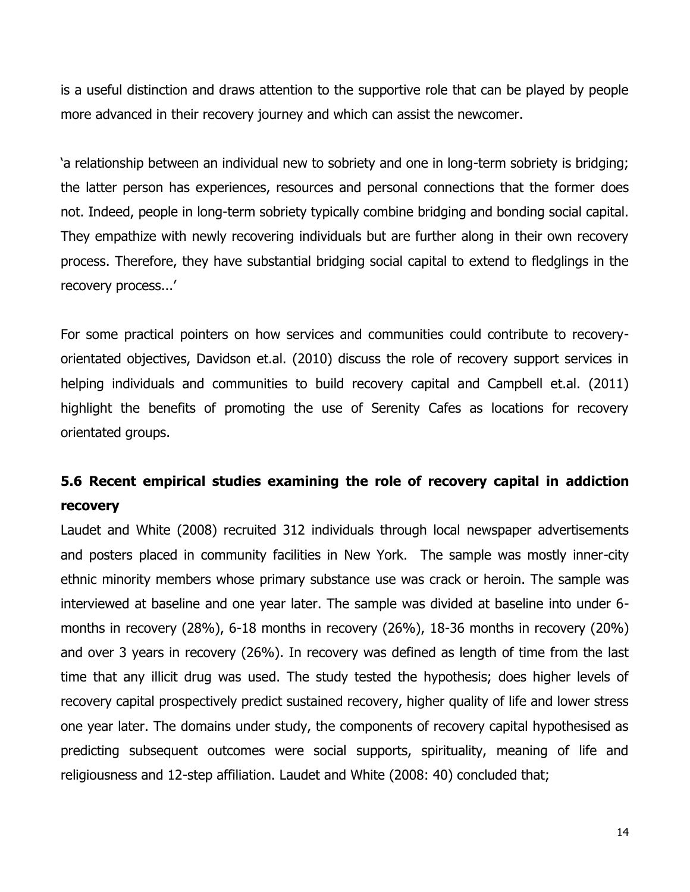is a useful distinction and draws attention to the supportive role that can be played by people more advanced in their recovery journey and which can assist the newcomer.

'a relationship between an individual new to sobriety and one in long-term sobriety is bridging; the latter person has experiences, resources and personal connections that the former does not. Indeed, people in long-term sobriety typically combine bridging and bonding social capital. They empathize with newly recovering individuals but are further along in their own recovery process. Therefore, they have substantial bridging social capital to extend to fledglings in the recovery process...'

For some practical pointers on how services and communities could contribute to recovery-orientated objectives, Davidson et.al. (2010) discuss the role of recovery support services in helping individuals and communities to build recovery capital and Campbell et.al. (2011) highlight the benefits of promoting the use of Serenity Cafes as locations for recovery orientated groups.

## 5.6 Recent empirical studies examining the role of recovery capital in addiction recovery

Laudet and White (2008) recruited 312 individuals through local newspaper advertisements and posters placed in community facilities in New York. The sample was mostly inner-city ethnic minority members whose primary substance use was crack or heroin. The sample was interviewed at baseline and one year later. The sample was divided at baseline into under 6-months in recovery (28%), 6-18 months in recovery (26%), 18-36 months in recovery (20%) and over 3 years in recovery (26%). In recovery was defined as length of time from the last time that any illicit drug was used. The study tested the hypothesis; does higher levels of recovery capital prospectively predict sustained recovery, higher quality of life and lower stress one year later. The domains under study, the components of recovery capital hypothesised as predicting subsequent outcomes were social supports, spirituality, meaning of life and religiousness and 12-step affiliation. Laudet and White (2008: 40) concluded that;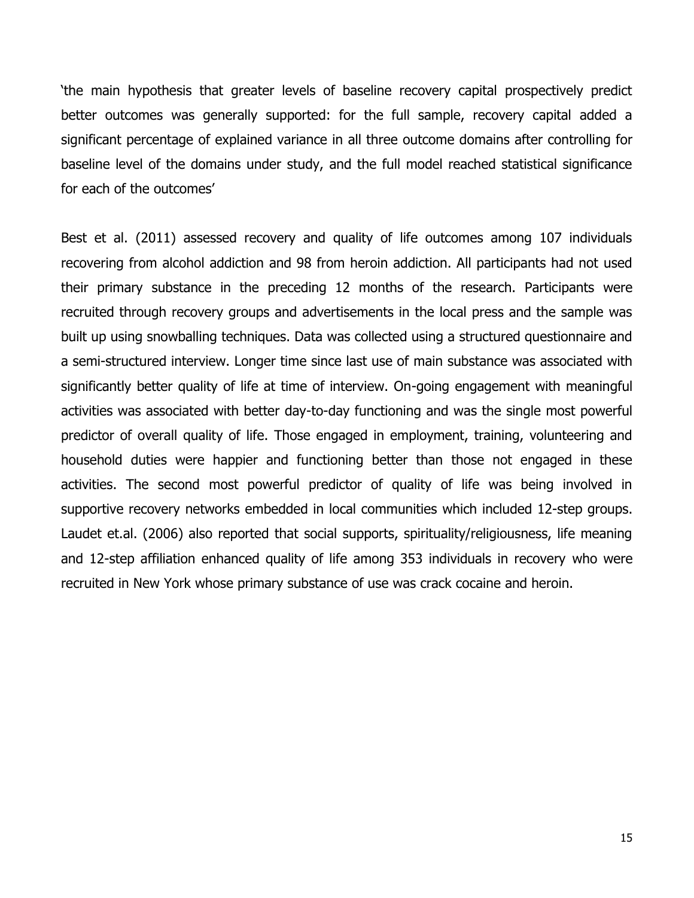'the main hypothesis that greater levels of baseline recovery capital prospectively predict better outcomes was generally supported: for the full sample, recovery capital added a significant percentage of explained variance in all three outcome domains after controlling for baseline level of the domains under study, and the full model reached statistical significance for each of the outcomes'

Best et al. (2011) assessed recovery and quality of life outcomes among 107 individuals recovering from alcohol addiction and 98 from heroin addiction. All participants had not used their primary substance in the preceding 12 months of the research. Participants were recruited through recovery groups and advertisements in the local press and the sample was built up using snowballing techniques. Data was collected using a structured questionnaire and a semi-structured interview. Longer time since last use of main substance was associated with significantly better quality of life at time of interview. On-going engagement with meaningful activities was associated with better day-to-day functioning and was the single most powerful predictor of overall quality of life. Those engaged in employment, training, volunteering and household duties were happier and functioning better than those not engaged in these activities. The second most powerful predictor of quality of life was being involved in supportive recovery networks embedded in local communities which included 12-step groups. Laudet et.al. (2006) also reported that social supports, spirituality/religiousness, life meaning and 12-step affiliation enhanced quality of life among 353 individuals in recovery who were recruited in New York whose primary substance of use was crack cocaine and heroin.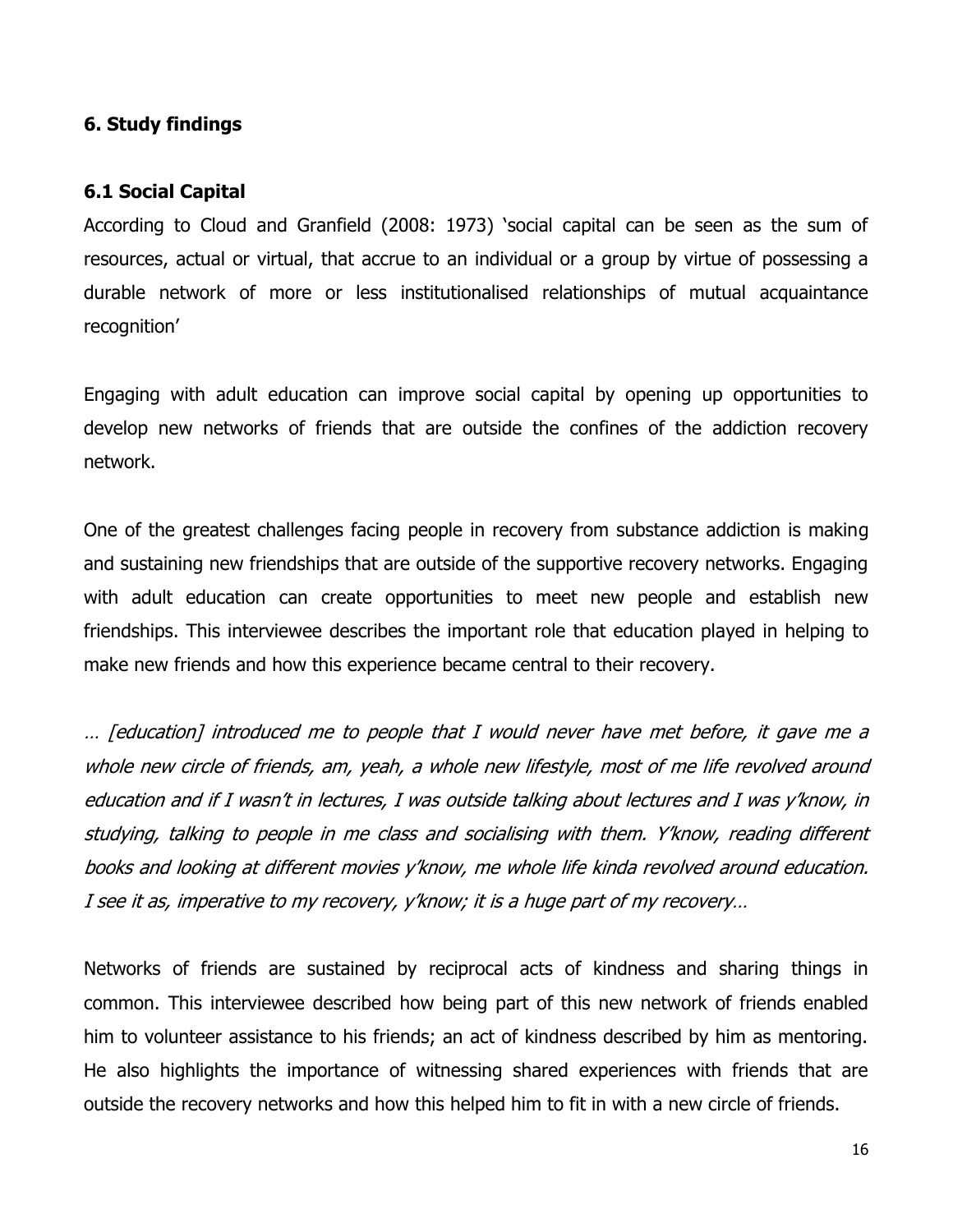## 6. Study findings

### 6.1 Social Capital

According to Cloud and Granfield (2008: 1973) 'social capital can be seen as the sum of resources, actual or virtual, that accrue to an individual or a group by virtue of possessing a durable network of more or less institutionalised relationships of mutual acquaintance recognition'

Engaging with adult education can improve social capital by opening up opportunities to develop new networks of friends that are outside the confines of the addiction recovery network.

One of the greatest challenges facing people in recovery from substance addiction is making and sustaining new friendships that are outside of the supportive recovery networks. Engaging with adult education can create opportunities to meet new people and establish new friendships. This interviewee describes the important role that education played in helping to make new friends and how this experience became central to their recovery.

*… [education] introduced me to people that I would never have met before, it gave me a whole new circle of friends, am, yeah, a whole new lifestyle, most of me life revolved around education and if I wasn't in lectures, I was outside talking about lectures and I was y'know, in studying, talking to people in me class and socialising with them. Y'know, reading different books and looking at different movies y'know, me whole life kinda revolved around education. I see it as, imperative to my recovery, y'know; it is a huge part of my recovery…*

Networks of friends are sustained by reciprocal acts of kindness and sharing things in common. This interviewee described how being part of this new network of friends enabled him to volunteer assistance to his friends; an act of kindness described by him as mentoring. He also highlights the importance of witnessing shared experiences with friends that are outside the recovery networks and how this helped him to fit in with a new circle of friends.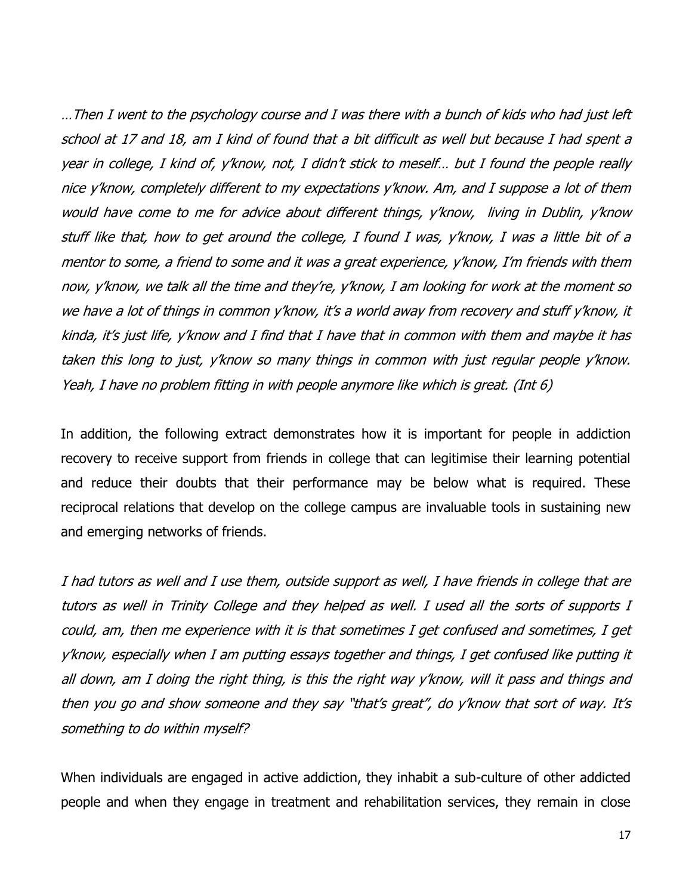*…Then I went to the psychology course and I was there with a bunch of kids who had just left school at 17 and 18, am I kind of found that a bit difficult as well but because I had spent a year in college, I kind of, y'know, not, I didn't stick to meself… but I found the people really nice y'know, completely different to my expectations y'know. Am, and I suppose a lot of them would have come to me for advice about different things, y'know, living in Dublin, y'know stuff like that, how to get around the college, I found I was, y'know, I was a little bit of a mentor to some, a friend to some and it was a great experience, y'know, I'm friends with them now, y'know, we talk all the time and they're, y'know, I am looking for work at the moment so we have a lot of things in common y'know, it's a world away from recovery and stuff y'know, it kinda, it's just life, y'know and I find that I have that in common with them and maybe it has taken this long to just, y'know so many things in common with just regular people y'know. Yeah, I have no problem fitting in with people anymore like which is great. (Int 6)*

In addition, the following extract demonstrates how it is important for people in addiction recovery to receive support from friends in college that can legitimise their learning potential and reduce their doubts that their performance may be below what is required. These reciprocal relations that develop on the college campus are invaluable tools in sustaining new and emerging networks of friends.

*I had tutors as well and I use them, outside support as well, I have friends in college that are tutors as well in Trinity College and they helped as well. I used all the sorts of supports I could, am, then me experience with it is that sometimes I get confused and sometimes, I get y'know, especially when I am putting essays together and things, I get confused like putting it all down, am I doing the right thing, is this the right way y'know, will it pass and things and then you go and show someone and they say "that's great", do y'know that sort of way. It's something to do within myself?*

When individuals are engaged in active addiction, they inhabit a sub-culture of other addicted people and when they engage in treatment and rehabilitation services, they remain in close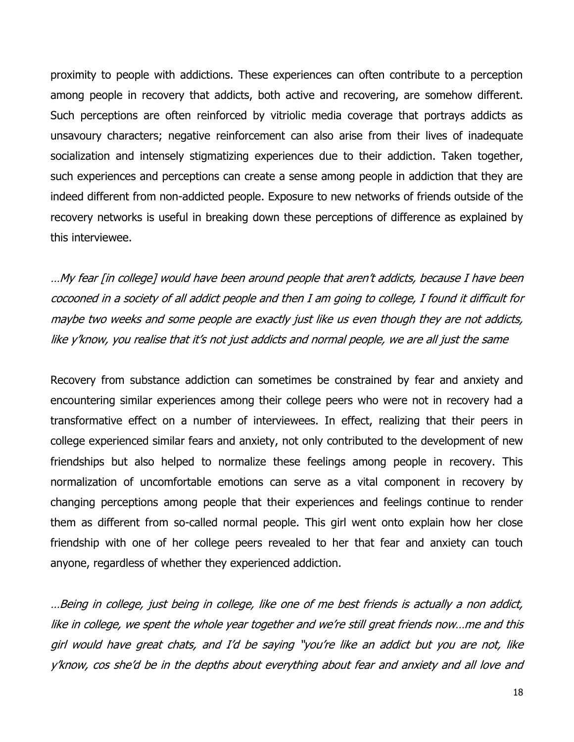proximity to people with addictions. These experiences can often contribute to a perception among people in recovery that addicts, both active and recovering, are somehow different. Such perceptions are often reinforced by vitriolic media coverage that portrays addicts as unsavoury characters; negative reinforcement can also arise from their lives of inadequate socialization and intensely stigmatizing experiences due to their addiction. Taken together, such experiences and perceptions can create a sense among people in addiction that they are indeed different from non-addicted people. Exposure to new networks of friends outside of the recovery networks is useful in breaking down these perceptions of difference as explained by this interviewee.

*…My fear [in college] would have been around people that aren't addicts, because I have been cocooned in a society of all addict people and then I am going to college, I found it difficult for maybe two weeks and some people are exactly just like us even though they are not addicts, like y'know, you realise that it's not just addicts and normal people, we are all just the same*

Recovery from substance addiction can sometimes be constrained by fear and anxiety and encountering similar experiences among their college peers who were not in recovery had a transformative effect on a number of interviewees. In effect, realizing that their peers in college experienced similar fears and anxiety, not only contributed to the development of new friendships but also helped to normalize these feelings among people in recovery. This normalization of uncomfortable emotions can serve as a vital component in recovery by changing perceptions among people that their experiences and feelings continue to render them as different from so-called normal people. This girl went onto explain how her close friendship with one of her college peers revealed to her that fear and anxiety can touch anyone, regardless of whether they experienced addiction.

*…Being in college, just being in college, like one of me best friends is actually a non addict, like in college, we spent the whole year together and we're still great friends now…me and this girl would have great chats, and I'd be saying "you're like an addict but you are not, like y'know, cos she'd be in the depths about everything about fear and anxiety and all love and*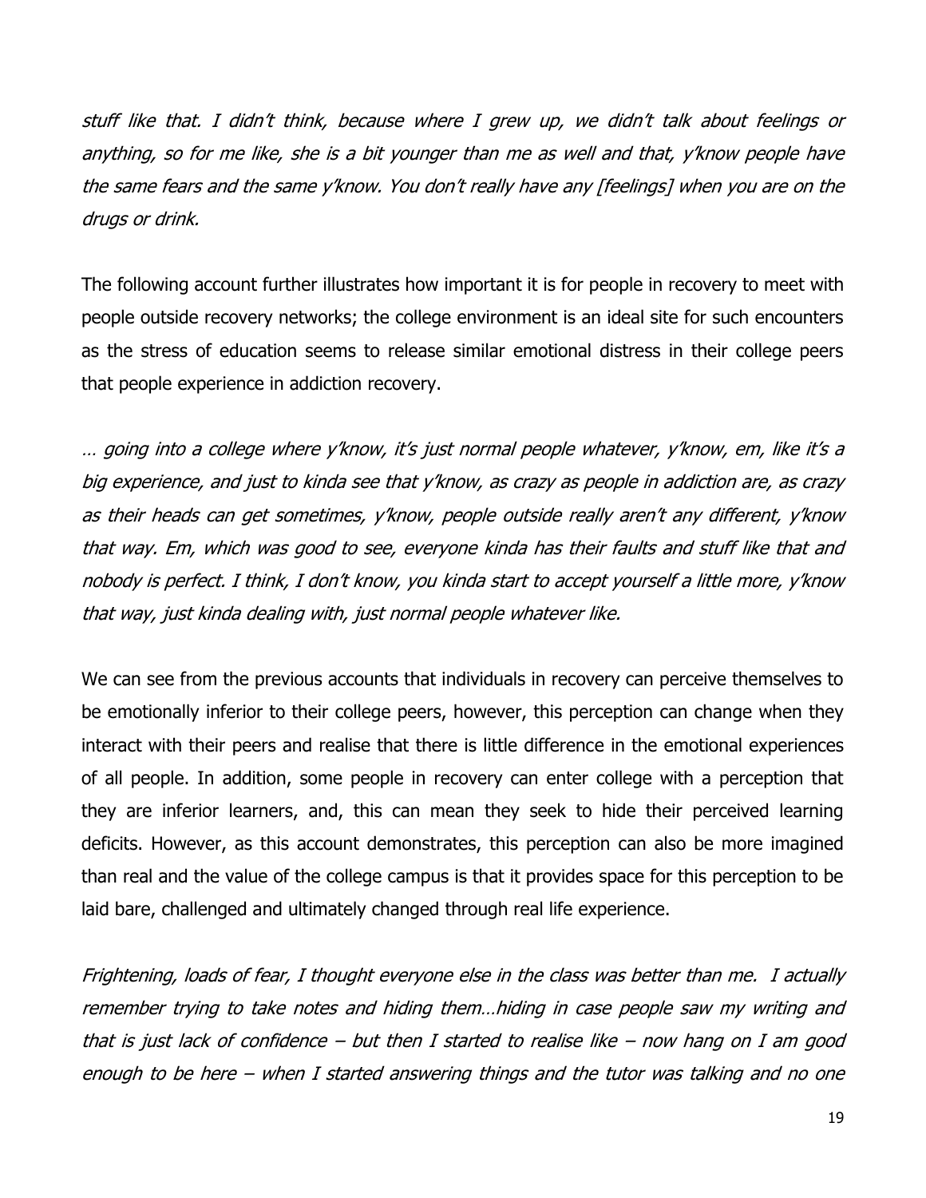*stuff like that. I didn't think, because where I grew up, we didn't talk about feelings or anything, so for me like, she is a bit younger than me as well and that, y'know people have the same fears and the same y'know. You don't really have any [feelings] when you are on the drugs or drink.*

The following account further illustrates how important it is for people in recovery to meet with people outside recovery networks; the college environment is an ideal site for such encounters as the stress of education seems to release similar emotional distress in their college peers that people experience in addiction recovery.

*… going into a college where y'know, it's just normal people whatever, y'know, em, like it's a big experience, and just to kinda see that y'know, as crazy as people in addiction are, as crazy as their heads can get sometimes, y'know, people outside really aren't any different, y'know that way. Em, which was good to see, everyone kinda has their faults and stuff like that and nobody is perfect. I think, I don't know, you kinda start to accept yourself a little more, y'know that way, just kinda dealing with, just normal people whatever like.*

We can see from the previous accounts that individuals in recovery can perceive themselves to be emotionally inferior to their college peers, however, this perception can change when they interact with their peers and realise that there is little difference in the emotional experiences of all people. In addition, some people in recovery can enter college with a perception that they are inferior learners, and, this can mean they seek to hide their perceived learning deficits. However, as this account demonstrates, this perception can also be more imagined than real and the value of the college campus is that it provides space for this perception to be laid bare, challenged and ultimately changed through real life experience.

*Frightening, loads of fear, I thought everyone else in the class was better than me. I actually remember trying to take notes and hiding them…hiding in case people saw my writing and that is just lack of confidence – but then I started to realise like – now hang on I am good enough to be here – when I started answering things and the tutor was talking and no one*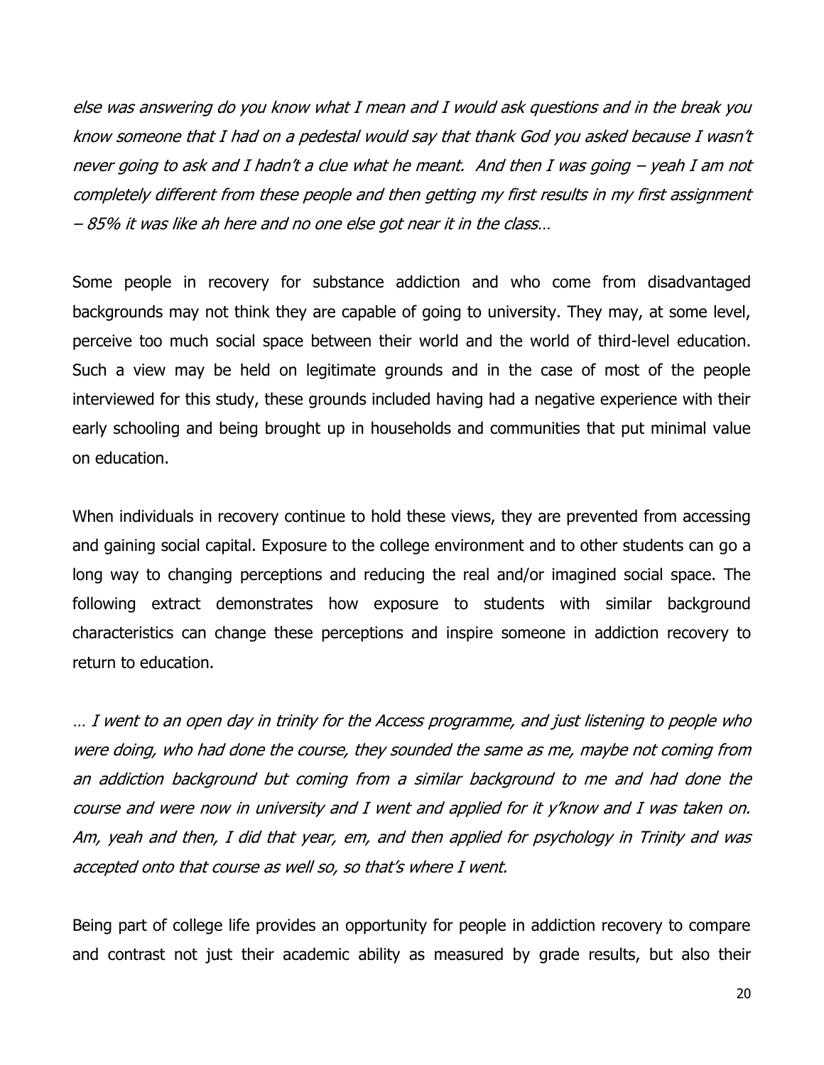*else was answering do you know what I mean and I would ask questions and in the break you know someone that I had on a pedestal would say that thank God you asked because I wasn't never going to ask and I hadn't a clue what he meant. And then I was going – yeah I am not completely different from these people and then getting my first results in my first assignment – 85% it was like ah here and no one else got near it in the class…*

Some people in recovery for substance addiction and who come from disadvantaged backgrounds may not think they are capable of going to university. They may, at some level, perceive too much social space between their world and the world of third-level education. Such a view may be held on legitimate grounds and in the case of most of the people interviewed for this study, these grounds included having had a negative experience with their early schooling and being brought up in households and communities that put minimal value on education.

When individuals in recovery continue to hold these views, they are prevented from accessing and gaining social capital. Exposure to the college environment and to other students can go a long way to changing perceptions and reducing the real and/or imagined social space. The following extract demonstrates how exposure to students with similar background characteristics can change these perceptions and inspire someone in addiction recovery to return to education.

*… I went to an open day in trinity for the Access programme, and just listening to people who were doing, who had done the course, they sounded the same as me, maybe not coming from an addiction background but coming from a similar background to me and had done the course and were now in university and I went and applied for it y'know and I was taken on. Am, yeah and then, I did that year, em, and then applied for psychology in Trinity and was accepted onto that course as well so, so that's where I went.*

Being part of college life provides an opportunity for people in addiction recovery to compare and contrast not just their academic ability as measured by grade results, but also their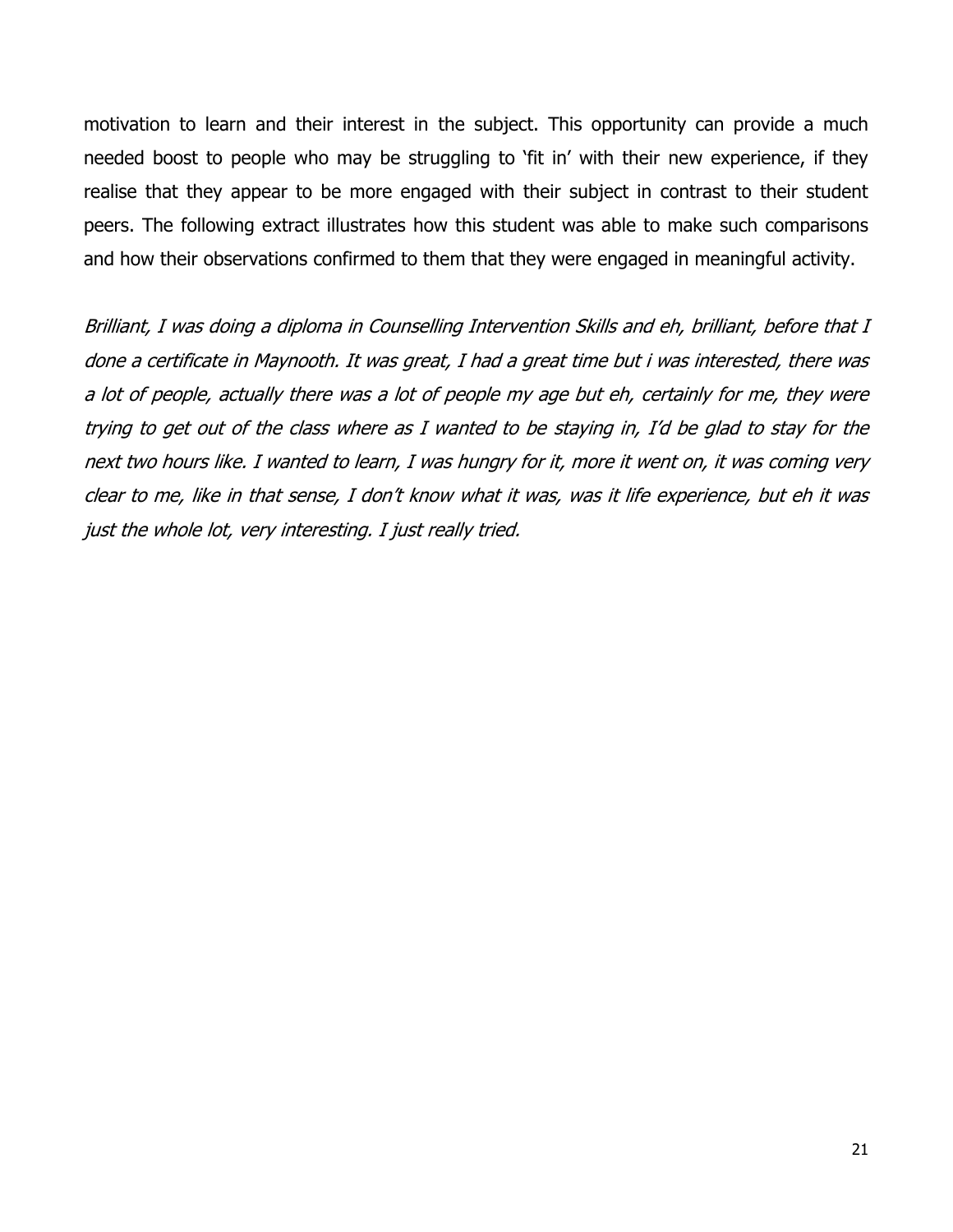motivation to learn and their interest in the subject. This opportunity can provide a much needed boost to people who may be struggling to 'fit in' with their new experience, if they realise that they appear to be more engaged with their subject in contrast to their student peers. The following extract illustrates how this student was able to make such comparisons and how their observations confirmed to them that they were engaged in meaningful activity.

*Brilliant, I was doing a diploma in Counselling Intervention Skills and eh, brilliant, before that I done a certificate in Maynooth. It was great, I had a great time but i was interested, there was a lot of people, actually there was a lot of people my age but eh, certainly for me, they were trying to get out of the class where as I wanted to be staying in, I'd be glad to stay for the next two hours like. I wanted to learn, I was hungry for it, more it went on, it was coming very clear to me, like in that sense, I don't know what it was, was it life experience, but eh it was just the whole lot, very interesting. I just really tried.*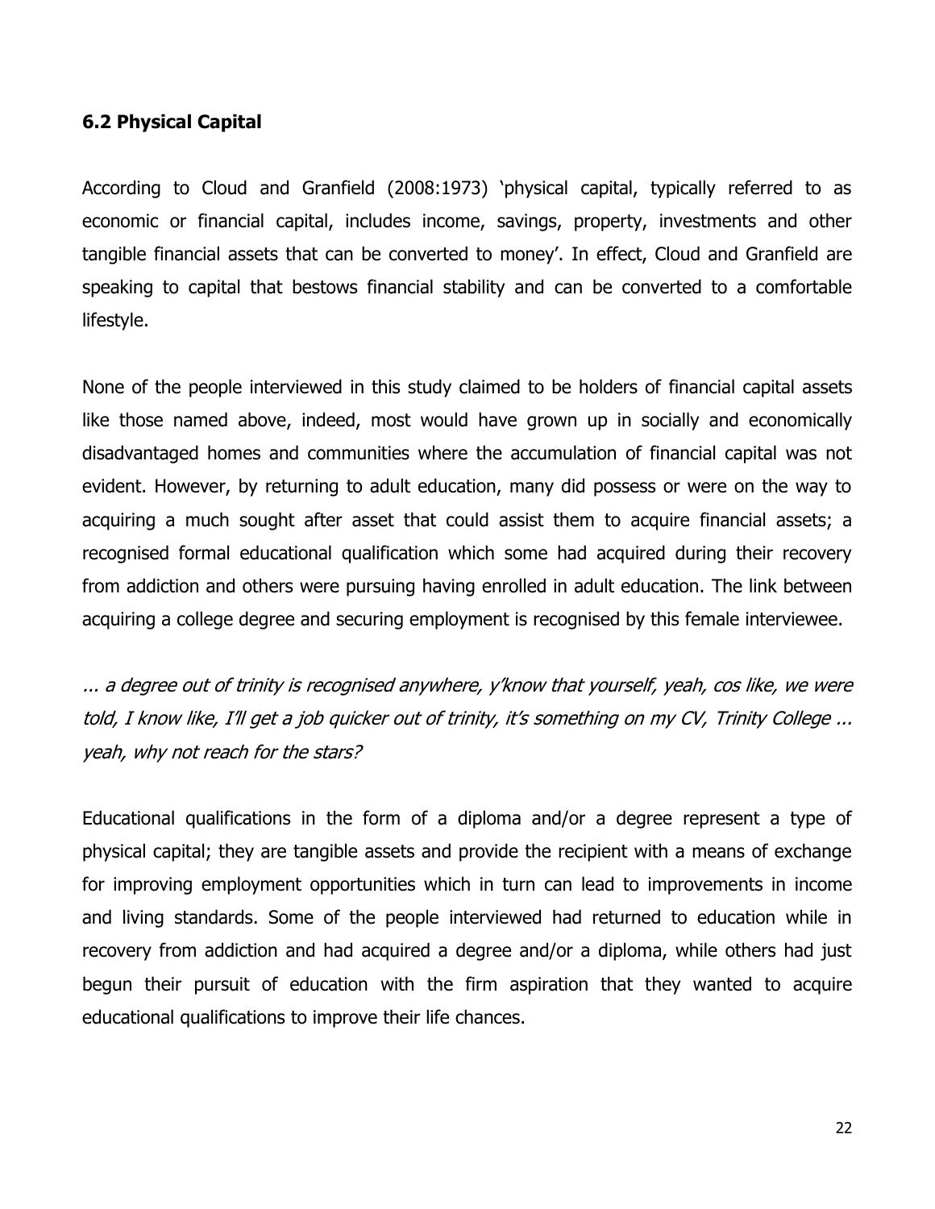### 6.2 Physical Capital

According to Cloud and Granfield (2008:1973) 'physical capital, typically referred to as economic or financial capital, includes income, savings, property, investments and other tangible financial assets that can be converted to money'. In effect, Cloud and Granfield are speaking to capital that bestows financial stability and can be converted to a comfortable lifestyle.

None of the people interviewed in this study claimed to be holders of financial capital assets like those named above, indeed, most would have grown up in socially and economically disadvantaged homes and communities where the accumulation of financial capital was not evident. However, by returning to adult education, many did possess or were on the way to acquiring a much sought after asset that could assist them to acquire financial assets; a recognised formal educational qualification which some had acquired during their recovery from addiction and others were pursuing having enrolled in adult education. The link between acquiring a college degree and securing employment is recognised by this female interviewee.

*... a degree out of trinity is recognised anywhere, y'know that yourself, yeah, cos like, we were told, I know like, I'll get a job quicker out of trinity, it's something on my CV, Trinity College ... yeah, why not reach for the stars?*

Educational qualifications in the form of a diploma and/or a degree represent a type of physical capital; they are tangible assets and provide the recipient with a means of exchange for improving employment opportunities which in turn can lead to improvements in income and living standards. Some of the people interviewed had returned to education while in recovery from addiction and had acquired a degree and/or a diploma, while others had just begun their pursuit of education with the firm aspiration that they wanted to acquire educational qualifications to improve their life chances.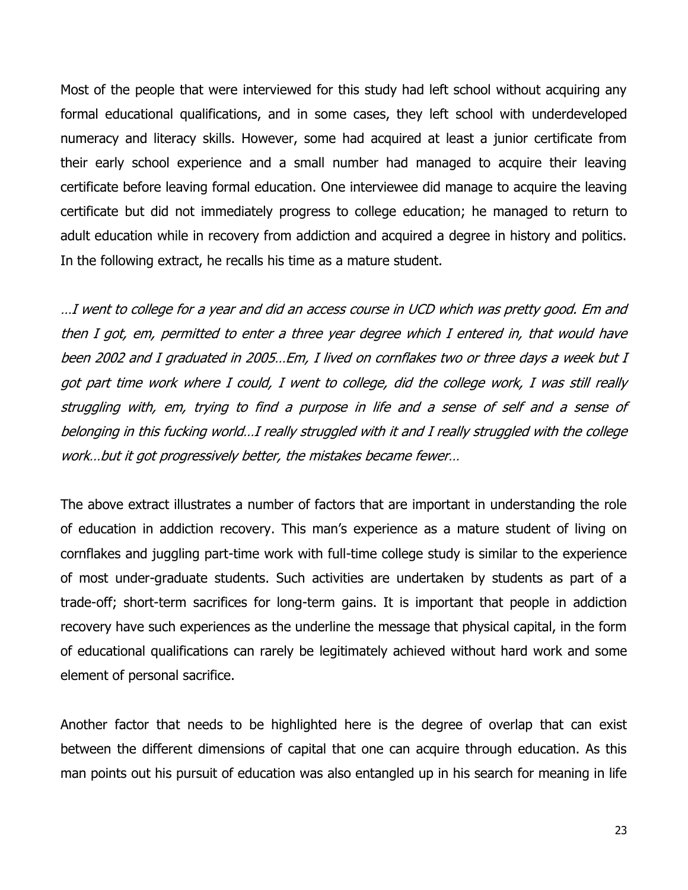Most of the people that were interviewed for this study had left school without acquiring any formal educational qualifications, and in some cases, they left school with underdeveloped numeracy and literacy skills. However, some had acquired at least a junior certificate from their early school experience and a small number had managed to acquire their leaving certificate before leaving formal education. One interviewee did manage to acquire the leaving certificate but did not immediately progress to college education; he managed to return to adult education while in recovery from addiction and acquired a degree in history and politics. In the following extract, he recalls his time as a mature student.

*…I went to college for a year and did an access course in UCD which was pretty good. Em and then I got, em, permitted to enter a three year degree which I entered in, that would have been 2002 and I graduated in 2005…Em, I lived on cornflakes two or three days a week but I got part time work where I could, I went to college, did the college work, I was still really struggling with, em, trying to find a purpose in life and a sense of self and a sense of belonging in this fucking world…I really struggled with it and I really struggled with the college work…but it got progressively better, the mistakes became fewer…*

The above extract illustrates a number of factors that are important in understanding the role of education in addiction recovery. This man's experience as a mature student of living on cornflakes and juggling part-time work with full-time college study is similar to the experience of most under-graduate students. Such activities are undertaken by students as part of a trade-off; short-term sacrifices for long-term gains. It is important that people in addiction recovery have such experiences as the underline the message that physical capital, in the form of educational qualifications can rarely be legitimately achieved without hard work and some element of personal sacrifice.

Another factor that needs to be highlighted here is the degree of overlap that can exist between the different dimensions of capital that one can acquire through education. As this man points out his pursuit of education was also entangled up in his search for meaning in life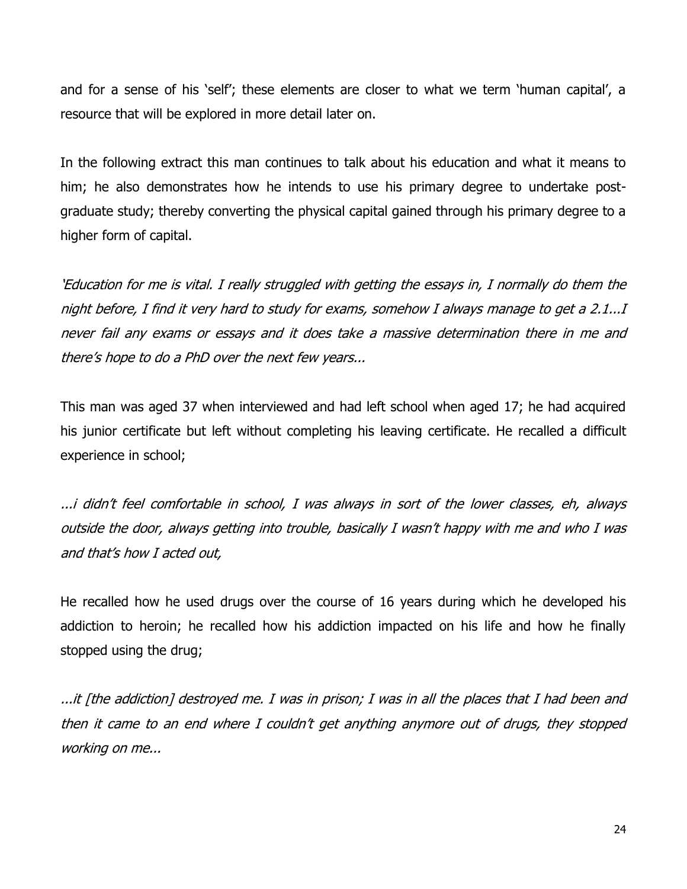and for a sense of his 'self'; these elements are closer to what we term 'human capital', a resource that will be explored in more detail later on.

In the following extract this man continues to talk about his education and what it means to him; he also demonstrates how he intends to use his primary degree to undertake post-graduate study; thereby converting the physical capital gained through his primary degree to a higher form of capital.

*'Education for me is vital. I really struggled with getting the essays in, I normally do them the night before, I find it very hard to study for exams, somehow I always manage to get a 2.1...I never fail any exams or essays and it does take a massive determination there in me and there's hope to do a PhD over the next few years...*

This man was aged 37 when interviewed and had left school when aged 17; he had acquired his junior certificate but left without completing his leaving certificate. He recalled a difficult experience in school;

*...i didn't feel comfortable in school, I was always in sort of the lower classes, eh, always outside the door, always getting into trouble, basically I wasn't happy with me and who I was and that's how I acted out,*

He recalled how he used drugs over the course of 16 years during which he developed his addiction to heroin; he recalled how his addiction impacted on his life and how he finally stopped using the drug;

*...it [the addiction] destroyed me. I was in prison; I was in all the places that I had been and then it came to an end where I couldn't get anything anymore out of drugs, they stopped working on me...*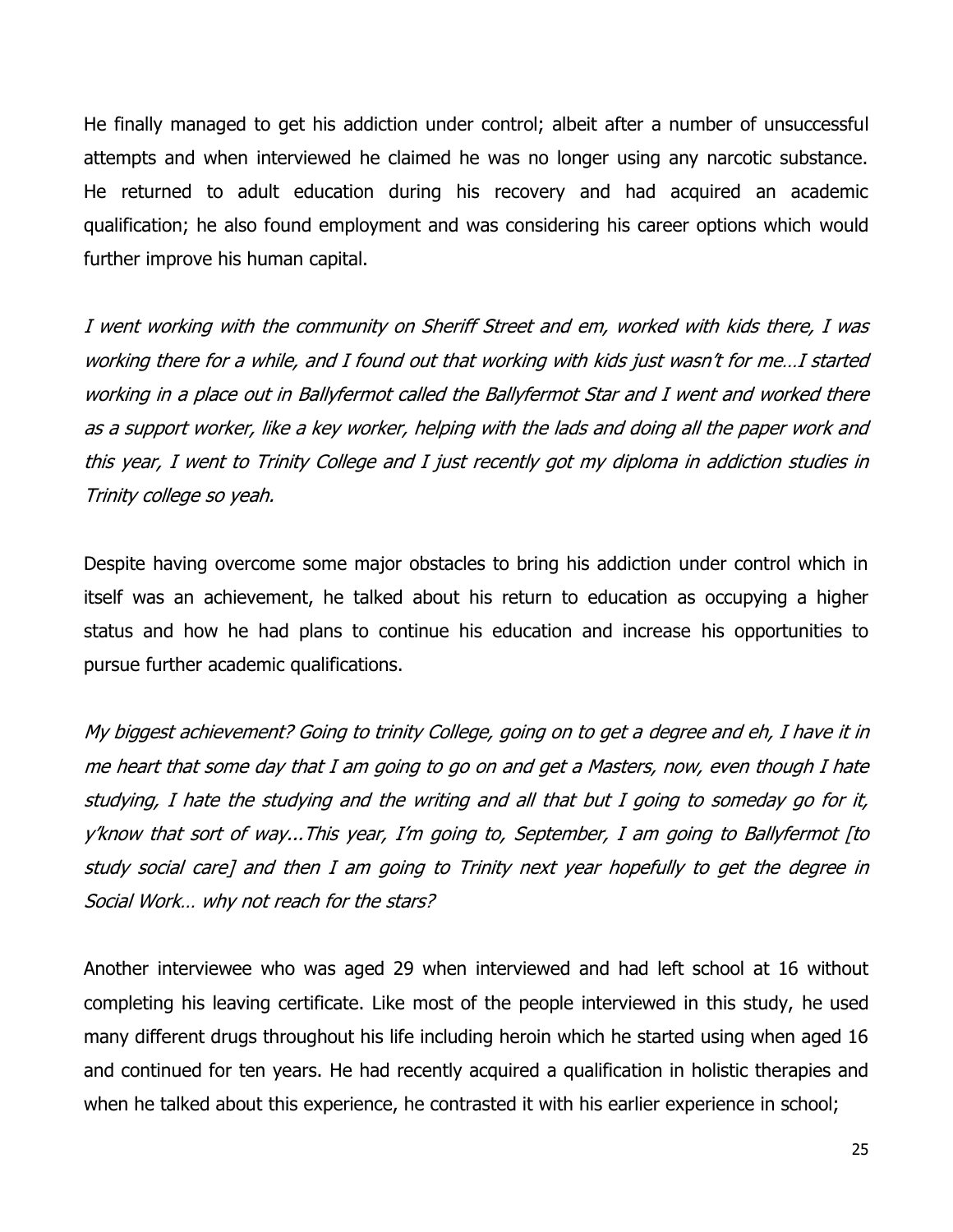He finally managed to get his addiction under control; albeit after a number of unsuccessful attempts and when interviewed he claimed he was no longer using any narcotic substance. He returned to adult education during his recovery and had acquired an academic qualification; he also found employment and was considering his career options which would further improve his human capital.

*I went working with the community on Sheriff Street and em, worked with kids there, I was working there for a while, and I found out that working with kids just wasn't for me…I started working in a place out in Ballyfermot called the Ballyfermot Star and I went and worked there as a support worker, like a key worker, helping with the lads and doing all the paper work and this year, I went to Trinity College and I just recently got my diploma in addiction studies in Trinity college so yeah.*

Despite having overcome some major obstacles to bring his addiction under control which in itself was an achievement, he talked about his return to education as occupying a higher status and how he had plans to continue his education and increase his opportunities to pursue further academic qualifications.

*My biggest achievement? Going to trinity College, going on to get a degree and eh, I have it in me heart that some day that I am going to go on and get a Masters, now, even though I hate studying, I hate the studying and the writing and all that but I going to someday go for it, y'know that sort of way...This year, I'm going to, September, I am going to Ballyfermot [to study social care] and then I am going to Trinity next year hopefully to get the degree in Social Work… why not reach for the stars?*

Another interviewee who was aged 29 when interviewed and had left school at 16 without completing his leaving certificate. Like most of the people interviewed in this study, he used many different drugs throughout his life including heroin which he started using when aged 16 and continued for ten years. He had recently acquired a qualification in holistic therapies and when he talked about this experience, he contrasted it with his earlier experience in school;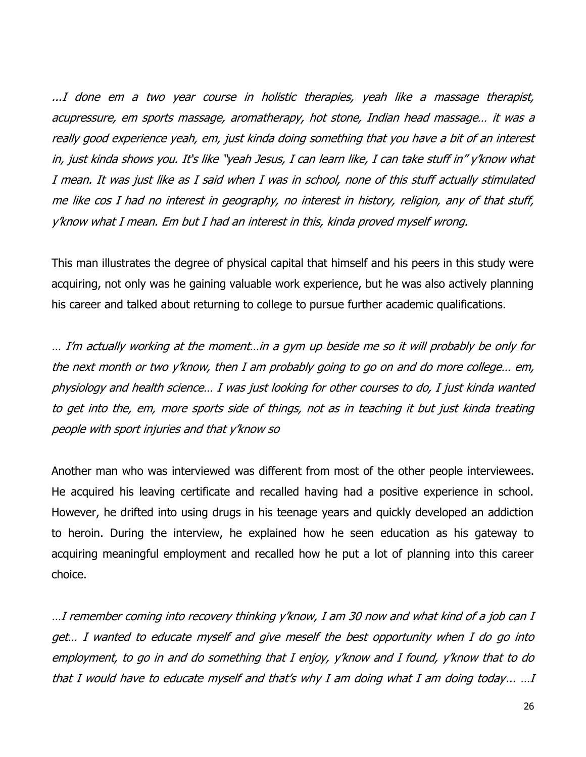*...I done em a two year course in holistic therapies, yeah like a massage therapist, acupressure, em sports massage, aromatherapy, hot stone, Indian head massage… it was a really good experience yeah, em, just kinda doing something that you have a bit of an interest in, just kinda shows you. It's like "yeah Jesus, I can learn like, I can take stuff in" y'know what I mean. It was just like as I said when I was in school, none of this stuff actually stimulated me like cos I had no interest in geography, no interest in history, religion, any of that stuff, y'know what I mean. Em but I had an interest in this, kinda proved myself wrong.*

This man illustrates the degree of physical capital that himself and his peers in this study were acquiring, not only was he gaining valuable work experience, but he was also actively planning his career and talked about returning to college to pursue further academic qualifications.

*… I'm actually working at the moment…in a gym up beside me so it will probably be only for the next month or two y'know, then I am probably going to go on and do more college… em, physiology and health science… I was just looking for other courses to do, I just kinda wanted to get into the, em, more sports side of things, not as in teaching it but just kinda treating people with sport injuries and that y'know so*

Another man who was interviewed was different from most of the other people interviewees. He acquired his leaving certificate and recalled having had a positive experience in school. However, he drifted into using drugs in his teenage years and quickly developed an addiction to heroin. During the interview, he explained how he seen education as his gateway to acquiring meaningful employment and recalled how he put a lot of planning into this career choice.

*…I remember coming into recovery thinking y'know, I am 30 now and what kind of a job can I get… I wanted to educate myself and give meself the best opportunity when I do go into employment, to go in and do something that I enjoy, y'know and I found, y'know that to do that I would have to educate myself and that's why I am doing what I am doing today... …I*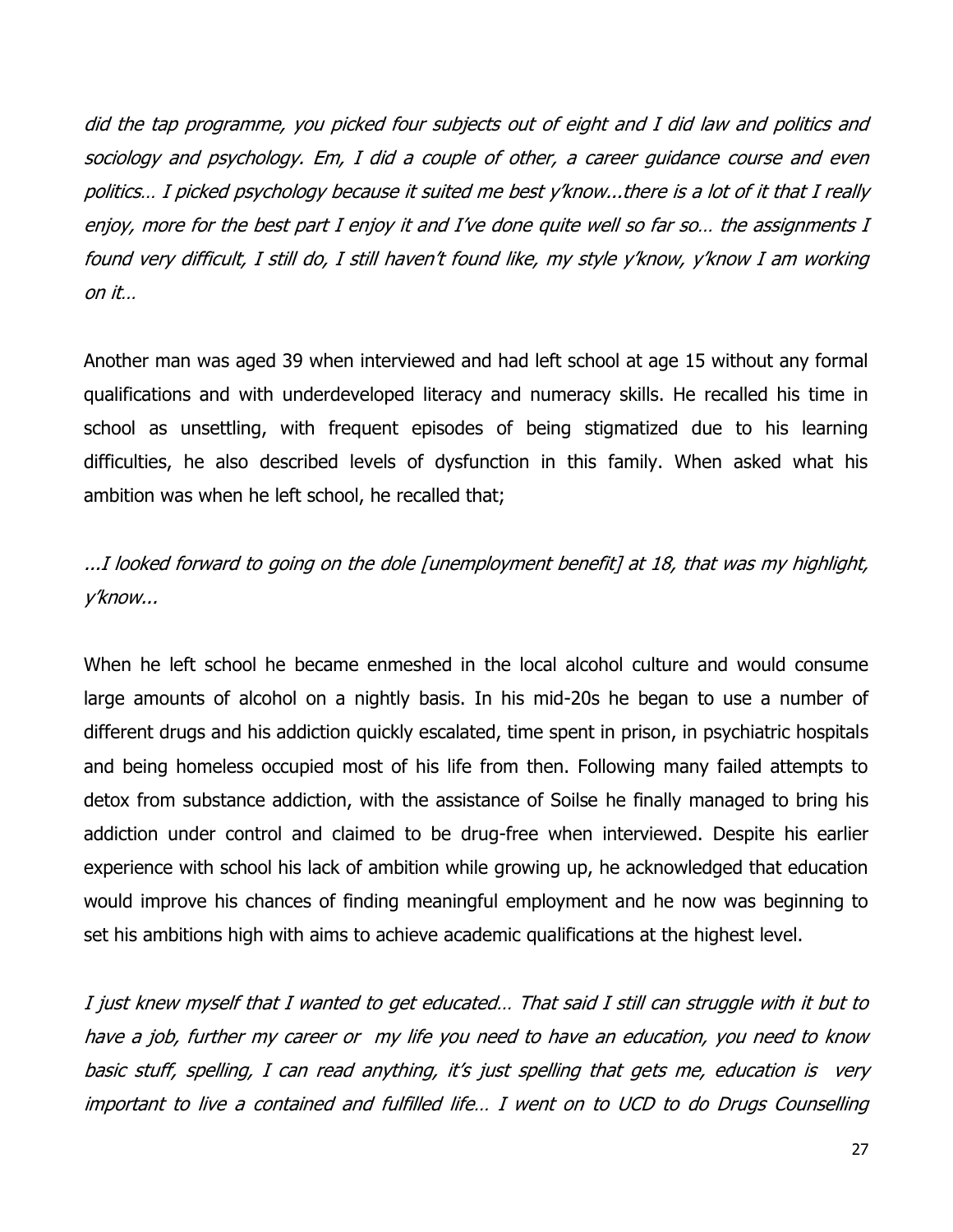*did the tap programme, you picked four subjects out of eight and I did law and politics and sociology and psychology. Em, I did a couple of other, a career guidance course and even politics… I picked psychology because it suited me best y'know...there is a lot of it that I really enjoy, more for the best part I enjoy it and I've done quite well so far so… the assignments I found very difficult, I still do, I still haven't found like, my style y'know, y'know I am working on it…*

Another man was aged 39 when interviewed and had left school at age 15 without any formal qualifications and with underdeveloped literacy and numeracy skills. He recalled his time in school as unsettling, with frequent episodes of being stigmatized due to his learning difficulties, he also described levels of dysfunction in this family. When asked what his ambition was when he left school, he recalled that;

*...I looked forward to going on the dole [unemployment benefit] at 18, that was my highlight, y'know...*

When he left school he became enmeshed in the local alcohol culture and would consume large amounts of alcohol on a nightly basis. In his mid-20s he began to use a number of different drugs and his addiction quickly escalated, time spent in prison, in psychiatric hospitals and being homeless occupied most of his life from then. Following many failed attempts to detox from substance addiction, with the assistance of Soilse he finally managed to bring his addiction under control and claimed to be drug-free when interviewed. Despite his earlier experience with school his lack of ambition while growing up, he acknowledged that education would improve his chances of finding meaningful employment and he now was beginning to set his ambitions high with aims to achieve academic qualifications at the highest level.

*I just knew myself that I wanted to get educated… That said I still can struggle with it but to have a job, further my career or my life you need to have an education, you need to know basic stuff, spelling, I can read anything, it's just spelling that gets me, education is very important to live a contained and fulfilled life… I went on to UCD to do Drugs Counselling*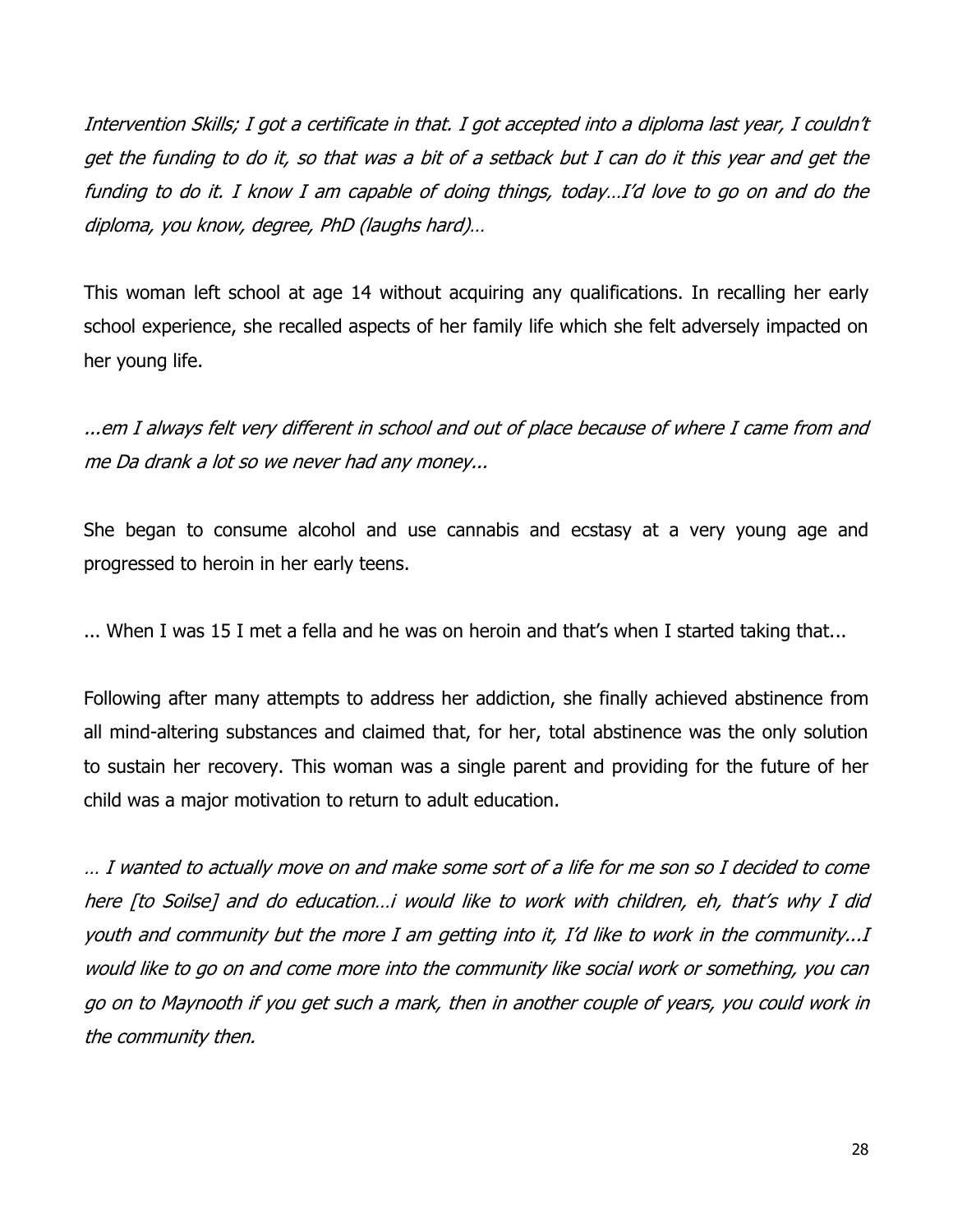*Intervention Skills; I got a certificate in that. I got accepted into a diploma last year, I couldn't get the funding to do it, so that was a bit of a setback but I can do it this year and get the funding to do it. I know I am capable of doing things, today…I'd love to go on and do the diploma, you know, degree, PhD (laughs hard)…*

This woman left school at age 14 without acquiring any qualifications. In recalling her early school experience, she recalled aspects of her family life which she felt adversely impacted on her young life.

*...em I always felt very different in school and out of place because of where I came from and me Da drank a lot so we never had any money...*

She began to consume alcohol and use cannabis and ecstasy at a very young age and progressed to heroin in her early teens.

... When I was 15 I met a fella and he was on heroin and that's when I started taking that...

Following after many attempts to address her addiction, she finally achieved abstinence from all mind-altering substances and claimed that, for her, total abstinence was the only solution to sustain her recovery. This woman was a single parent and providing for the future of her child was a major motivation to return to adult education.

*… I wanted to actually move on and make some sort of a life for me son so I decided to come here [to Soilse] and do education…i would like to work with children, eh, that's why I did youth and community but the more I am getting into it, I'd like to work in the community...I would like to go on and come more into the community like social work or something, you can go on to Maynooth if you get such a mark, then in another couple of years, you could work in the community then.*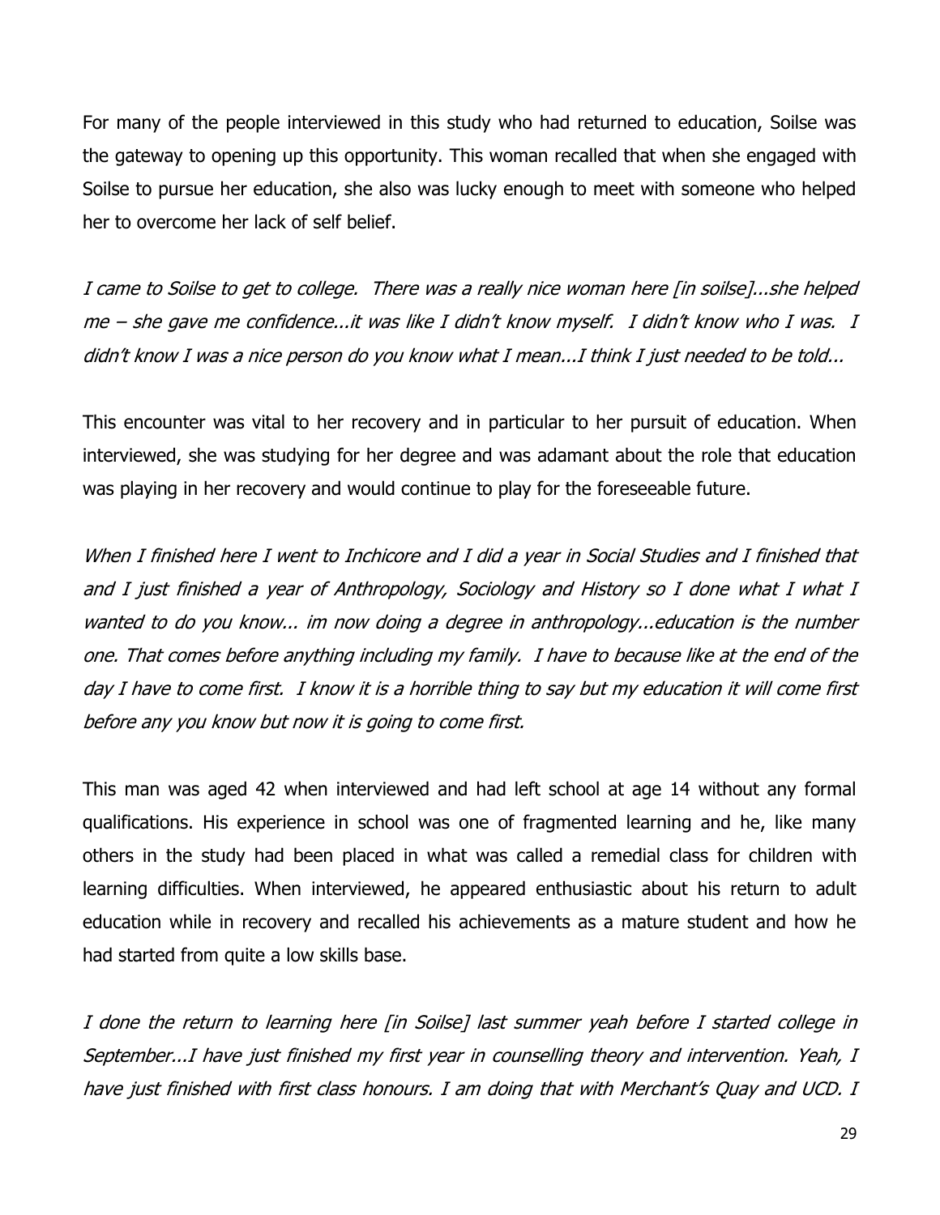For many of the people interviewed in this study who had returned to education, Soilse was the gateway to opening up this opportunity. This woman recalled that when she engaged with Soilse to pursue her education, she also was lucky enough to meet with someone who helped her to overcome her lack of self belief.

*I came to Soilse to get to college. There was a really nice woman here [in soilse]...she helped me – she gave me confidence...it was like I didn't know myself. I didn't know who I was. I didn't know I was a nice person do you know what I mean...I think I just needed to be told...*

This encounter was vital to her recovery and in particular to her pursuit of education. When interviewed, she was studying for her degree and was adamant about the role that education was playing in her recovery and would continue to play for the foreseeable future.

*When I finished here I went to Inchicore and I did a year in Social Studies and I finished that and I just finished a year of Anthropology, Sociology and History so I done what I what I wanted to do you know... im now doing a degree in anthropology...education is the number one. That comes before anything including my family. I have to because like at the end of the day I have to come first. I know it is a horrible thing to say but my education it will come first before any you know but now it is going to come first.*

This man was aged 42 when interviewed and had left school at age 14 without any formal qualifications. His experience in school was one of fragmented learning and he, like many others in the study had been placed in what was called a remedial class for children with learning difficulties. When interviewed, he appeared enthusiastic about his return to adult education while in recovery and recalled his achievements as a mature student and how he had started from quite a low skills base.

*I done the return to learning here [in Soilse] last summer yeah before I started college in September...I have just finished my first year in counselling theory and intervention. Yeah, I have just finished with first class honours. I am doing that with Merchant's Quay and UCD. I*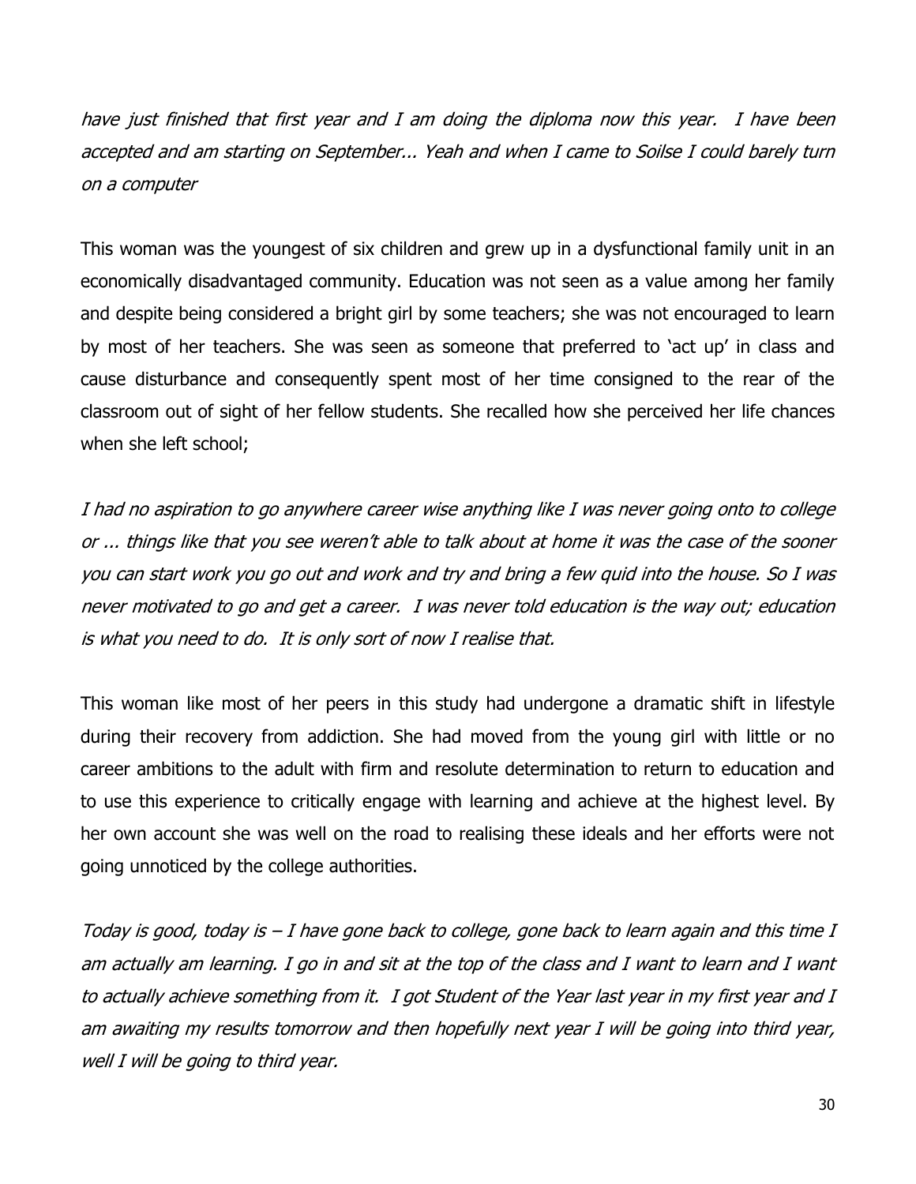*have just finished that first year and I am doing the diploma now this year. I have been accepted and am starting on September... Yeah and when I came to Soilse I could barely turn on a computer*

This woman was the youngest of six children and grew up in a dysfunctional family unit in an economically disadvantaged community. Education was not seen as a value among her family and despite being considered a bright girl by some teachers; she was not encouraged to learn by most of her teachers. She was seen as someone that preferred to 'act up' in class and cause disturbance and consequently spent most of her time consigned to the rear of the classroom out of sight of her fellow students. She recalled how she perceived her life chances when she left school;

*I had no aspiration to go anywhere career wise anything like I was never going onto to college or ... things like that you see weren't able to talk about at home it was the case of the sooner you can start work you go out and work and try and bring a few quid into the house. So I was never motivated to go and get a career. I was never told education is the way out; education is what you need to do. It is only sort of now I realise that.*

This woman like most of her peers in this study had undergone a dramatic shift in lifestyle during their recovery from addiction. She had moved from the young girl with little or no career ambitions to the adult with firm and resolute determination to return to education and to use this experience to critically engage with learning and achieve at the highest level. By her own account she was well on the road to realising these ideals and her efforts were not going unnoticed by the college authorities.

*Today is good, today is – I have gone back to college, gone back to learn again and this time I am actually am learning. I go in and sit at the top of the class and I want to learn and I want to actually achieve something from it. I got Student of the Year last year in my first year and I am awaiting my results tomorrow and then hopefully next year I will be going into third year, well I will be going to third year.*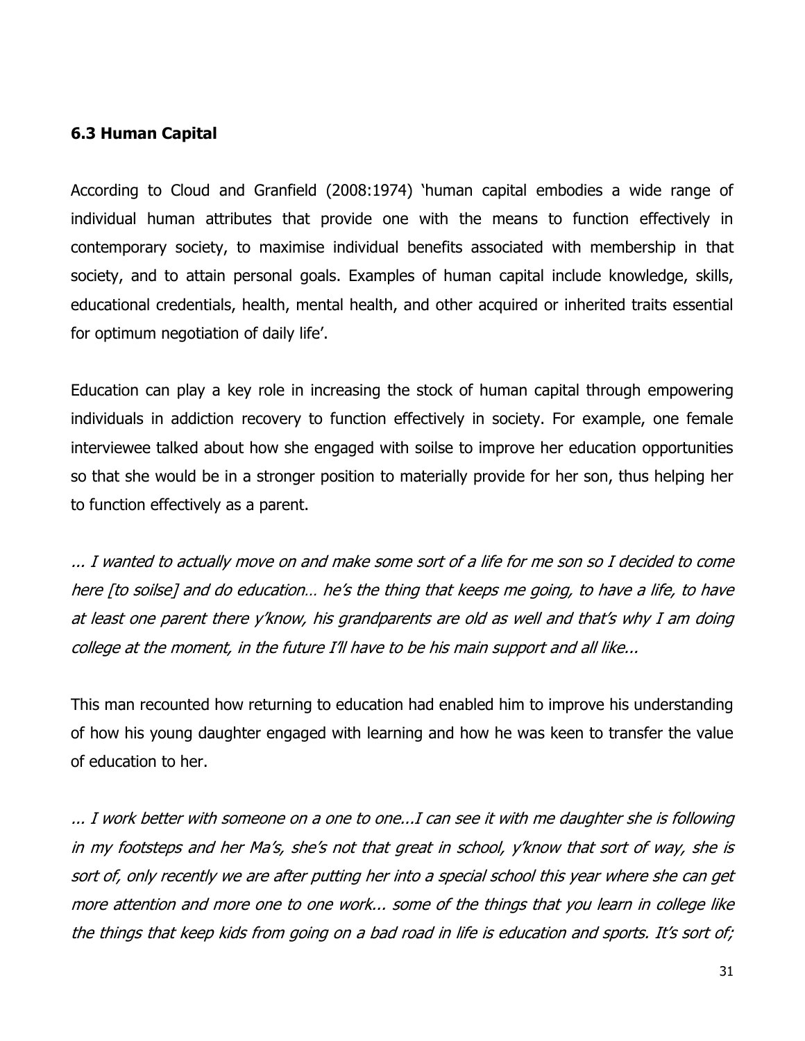### 6.3 Human Capital

According to Cloud and Granfield (2008:1974) 'human capital embodies a wide range of individual human attributes that provide one with the means to function effectively in contemporary society, to maximise individual benefits associated with membership in that society, and to attain personal goals. Examples of human capital include knowledge, skills, educational credentials, health, mental health, and other acquired or inherited traits essential for optimum negotiation of daily life'.

Education can play a key role in increasing the stock of human capital through empowering individuals in addiction recovery to function effectively in society. For example, one female interviewee talked about how she engaged with soilse to improve her education opportunities so that she would be in a stronger position to materially provide for her son, thus helping her to function effectively as a parent.

*... I wanted to actually move on and make some sort of a life for me son so I decided to come here [to soilse] and do education… he's the thing that keeps me going, to have a life, to have at least one parent there y'know, his grandparents are old as well and that's why I am doing college at the moment, in the future I'll have to be his main support and all like...*

This man recounted how returning to education had enabled him to improve his understanding of how his young daughter engaged with learning and how he was keen to transfer the value of education to her.

*... I work better with someone on a one to one...I can see it with me daughter she is following in my footsteps and her Ma's, she's not that great in school, y'know that sort of way, she is sort of, only recently we are after putting her into a special school this year where she can get more attention and more one to one work... some of the things that you learn in college like the things that keep kids from going on a bad road in life is education and sports. It's sort of;*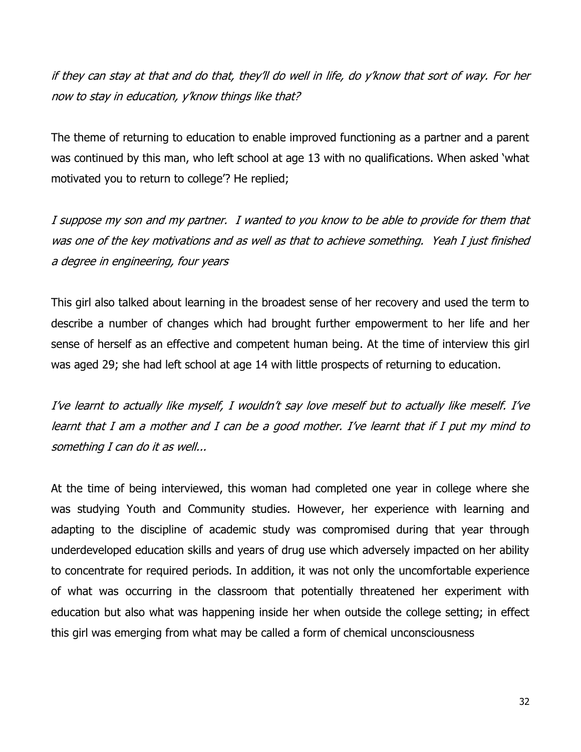*if they can stay at that and do that, they'll do well in life, do y'know that sort of way. For her now to stay in education, y'know things like that?*

The theme of returning to education to enable improved functioning as a partner and a parent was continued by this man, who left school at age 13 with no qualifications. When asked 'what motivated you to return to college'? He replied;

*I suppose my son and my partner. I wanted to you know to be able to provide for them that was one of the key motivations and as well as that to achieve something. Yeah I just finished a degree in engineering, four years*

This girl also talked about learning in the broadest sense of her recovery and used the term to describe a number of changes which had brought further empowerment to her life and her sense of herself as an effective and competent human being. At the time of interview this girl was aged 29; she had left school at age 14 with little prospects of returning to education.

*I've learnt to actually like myself, I wouldn't say love meself but to actually like meself. I've learnt that I am a mother and I can be a good mother. I've learnt that if I put my mind to something I can do it as well...*

At the time of being interviewed, this woman had completed one year in college where she was studying Youth and Community studies. However, her experience with learning and adapting to the discipline of academic study was compromised during that year through underdeveloped education skills and years of drug use which adversely impacted on her ability to concentrate for required periods. In addition, it was not only the uncomfortable experience of what was occurring in the classroom that potentially threatened her experiment with education but also what was happening inside her when outside the college setting; in effect this girl was emerging from what may be called a form of chemical unconsciousness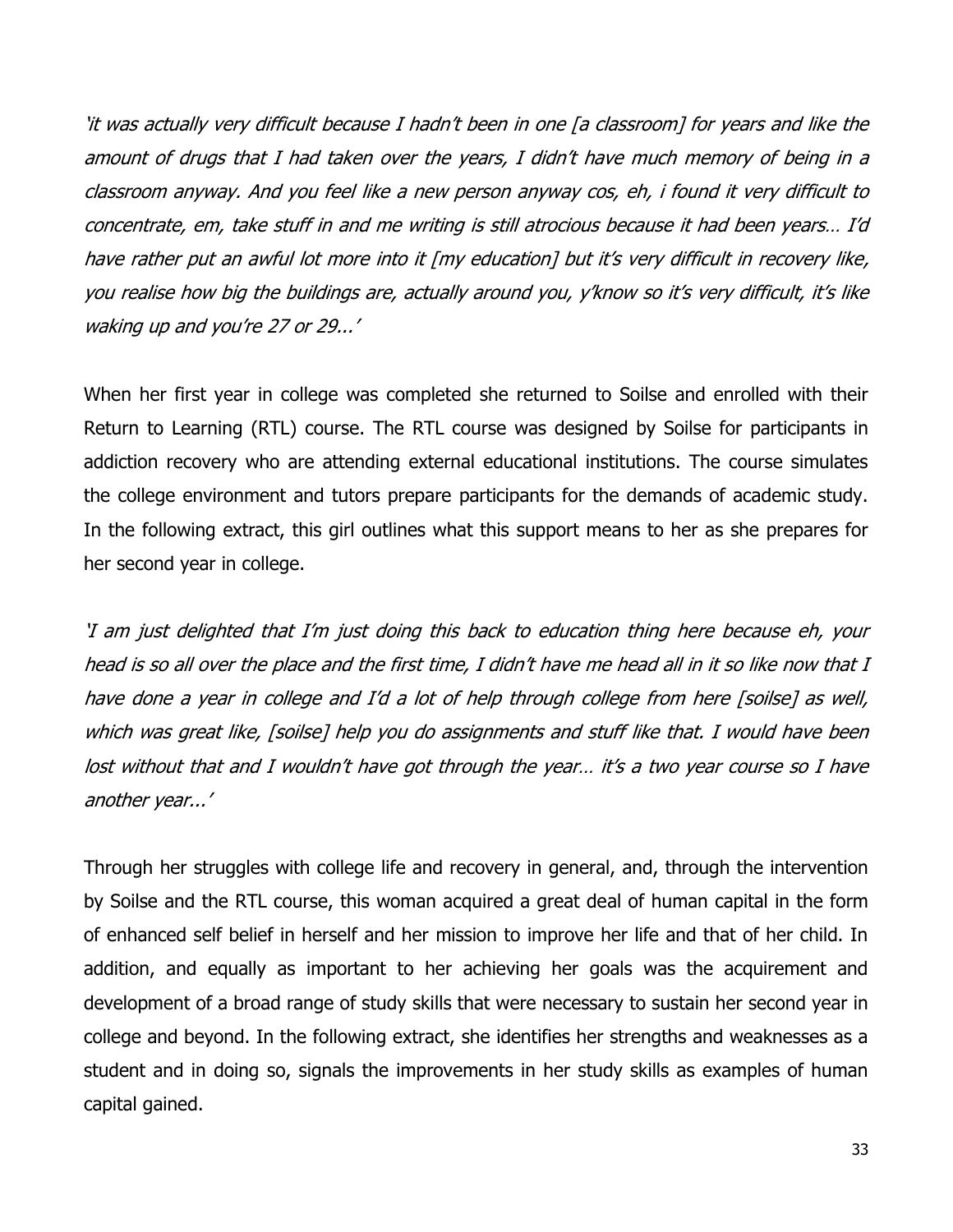*'it was actually very difficult because I hadn't been in one [a classroom] for years and like the amount of drugs that I had taken over the years, I didn't have much memory of being in a classroom anyway. And you feel like a new person anyway cos, eh, i found it very difficult to concentrate, em, take stuff in and me writing is still atrocious because it had been years… I'd have rather put an awful lot more into it [my education] but it's very difficult in recovery like, you realise how big the buildings are, actually around you, y'know so it's very difficult, it's like waking up and you're 27 or 29...'*

When her first year in college was completed she returned to Soilse and enrolled with their Return to Learning (RTL) course. The RTL course was designed by Soilse for participants in addiction recovery who are attending external educational institutions. The course simulates the college environment and tutors prepare participants for the demands of academic study. In the following extract, this girl outlines what this support means to her as she prepares for her second year in college.

*'I am just delighted that I'm just doing this back to education thing here because eh, your head is so all over the place and the first time, I didn't have me head all in it so like now that I have done a year in college and I'd a lot of help through college from here [soilse] as well, which was great like, [soilse] help you do assignments and stuff like that. I would have been lost without that and I wouldn't have got through the year… it's a two year course so I have another year...'*

Through her struggles with college life and recovery in general, and, through the intervention by Soilse and the RTL course, this woman acquired a great deal of human capital in the form of enhanced self belief in herself and her mission to improve her life and that of her child. In addition, and equally as important to her achieving her goals was the acquirement and development of a broad range of study skills that were necessary to sustain her second year in college and beyond. In the following extract, she identifies her strengths and weaknesses as a student and in doing so, signals the improvements in her study skills as examples of human capital gained.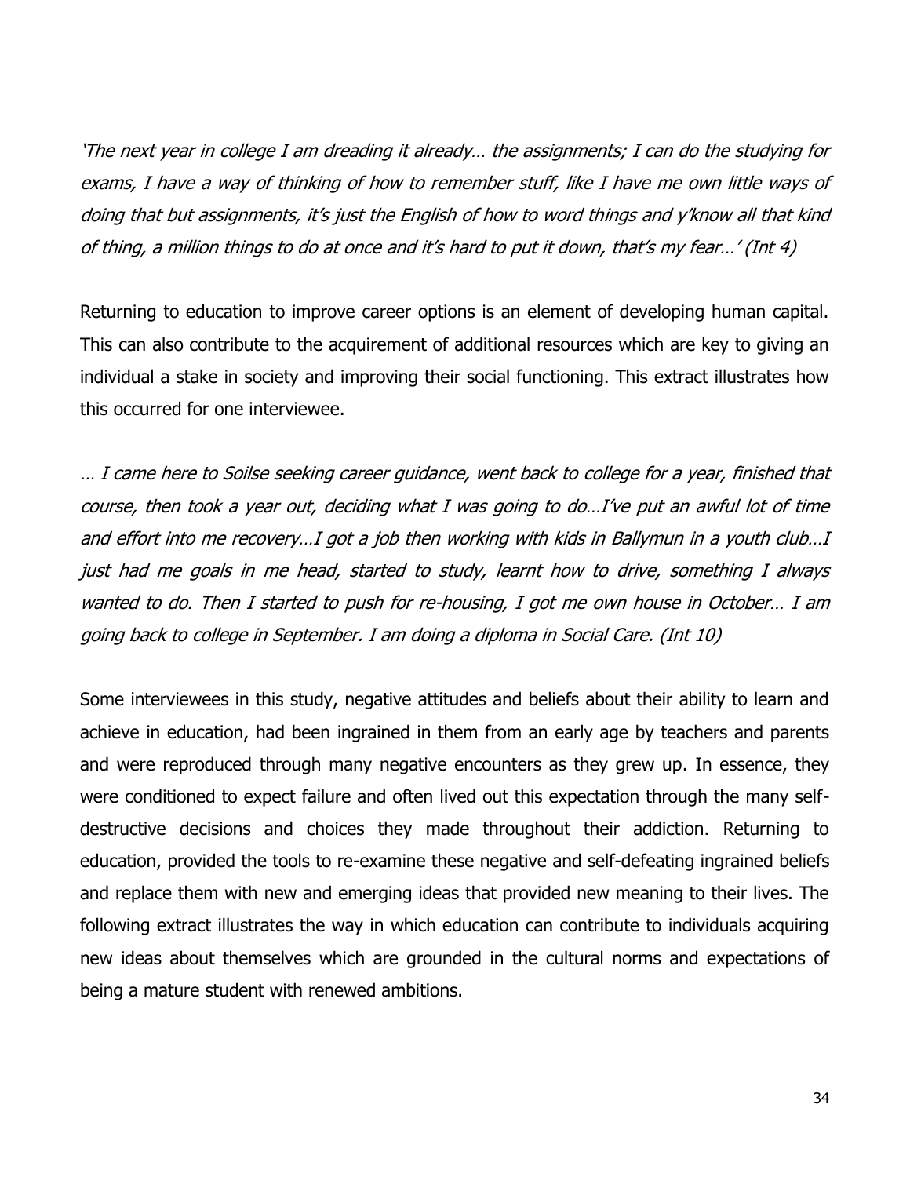*'The next year in college I am dreading it already… the assignments; I can do the studying for exams, I have a way of thinking of how to remember stuff, like I have me own little ways of doing that but assignments, it's just the English of how to word things and y'know all that kind of thing, a million things to do at once and it's hard to put it down, that's my fear…' (Int 4)*

Returning to education to improve career options is an element of developing human capital. This can also contribute to the acquirement of additional resources which are key to giving an individual a stake in society and improving their social functioning. This extract illustrates how this occurred for one interviewee.

*… I came here to Soilse seeking career guidance, went back to college for a year, finished that course, then took a year out, deciding what I was going to do…I've put an awful lot of time and effort into me recovery…I got a job then working with kids in Ballymun in a youth club…I just had me goals in me head, started to study, learnt how to drive, something I always wanted to do. Then I started to push for re-housing, I got me own house in October… I am going back to college in September. I am doing a diploma in Social Care. (Int 10)*

Some interviewees in this study, negative attitudes and beliefs about their ability to learn and achieve in education, had been ingrained in them from an early age by teachers and parents and were reproduced through many negative encounters as they grew up. In essence, they were conditioned to expect failure and often lived out this expectation through the many self-destructive decisions and choices they made throughout their addiction. Returning to education, provided the tools to re-examine these negative and self-defeating ingrained beliefs and replace them with new and emerging ideas that provided new meaning to their lives. The following extract illustrates the way in which education can contribute to individuals acquiring new ideas about themselves which are grounded in the cultural norms and expectations of being a mature student with renewed ambitions.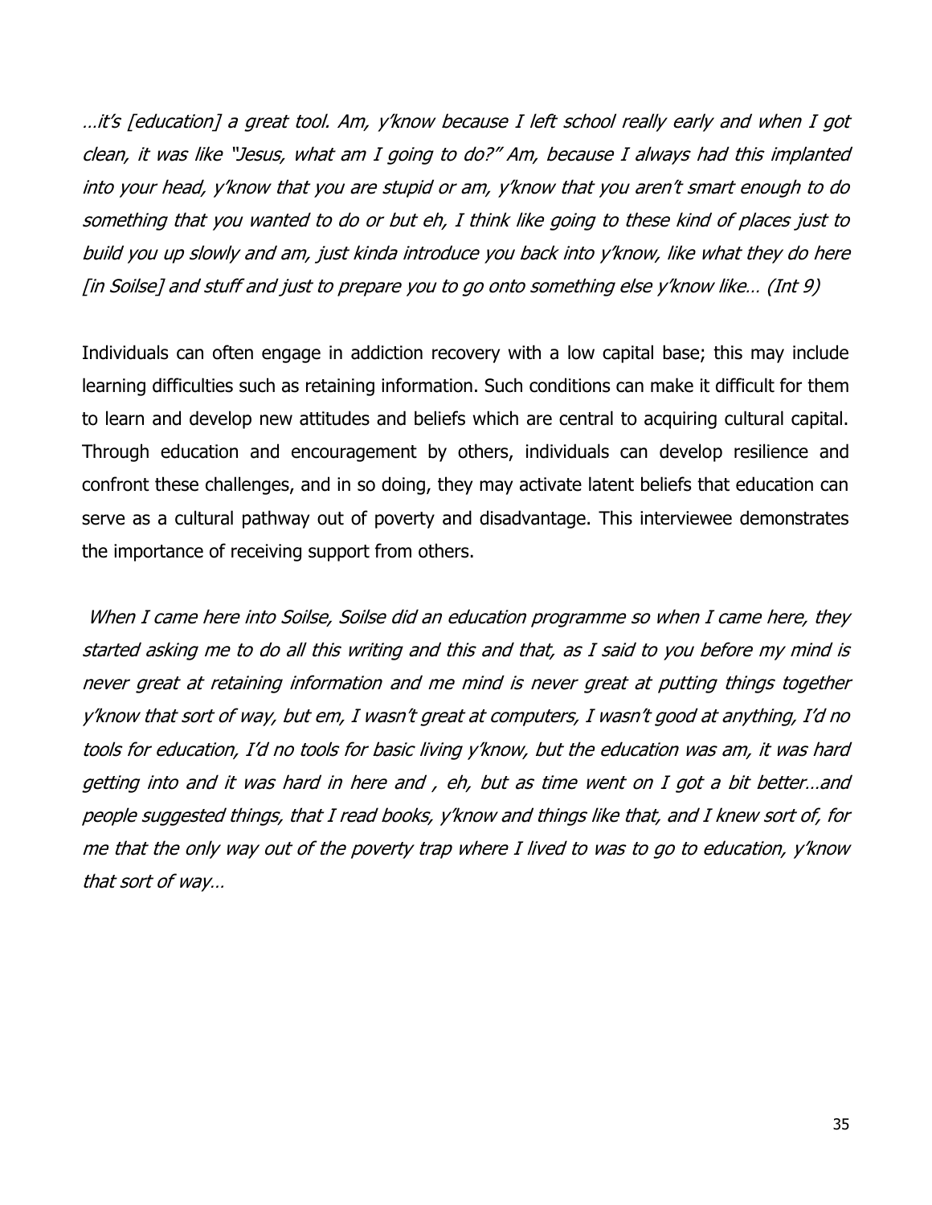*…it's [education] a great tool. Am, y'know because I left school really early and when I got clean, it was like "Jesus, what am I going to do?" Am, because I always had this implanted into your head, y'know that you are stupid or am, y'know that you aren't smart enough to do something that you wanted to do or but eh, I think like going to these kind of places just to build you up slowly and am, just kinda introduce you back into y'know, like what they do here [in Soilse] and stuff and just to prepare you to go onto something else y'know like… (Int 9)*

Individuals can often engage in addiction recovery with a low capital base; this may include learning difficulties such as retaining information. Such conditions can make it difficult for them to learn and develop new attitudes and beliefs which are central to acquiring cultural capital. Through education and encouragement by others, individuals can develop resilience and confront these challenges, and in so doing, they may activate latent beliefs that education can serve as a cultural pathway out of poverty and disadvantage. This interviewee demonstrates the importance of receiving support from others.

*When I came here into Soilse, Soilse did an education programme so when I came here, they started asking me to do all this writing and this and that, as I said to you before my mind is never great at retaining information and me mind is never great at putting things together y'know that sort of way, but em, I wasn't great at computers, I wasn't good at anything, I'd no tools for education, I'd no tools for basic living y'know, but the education was am, it was hard getting into and it was hard in here and , eh, but as time went on I got a bit better…and people suggested things, that I read books, y'know and things like that, and I knew sort of, for me that the only way out of the poverty trap where I lived to was to go to education, y'know that sort of way…*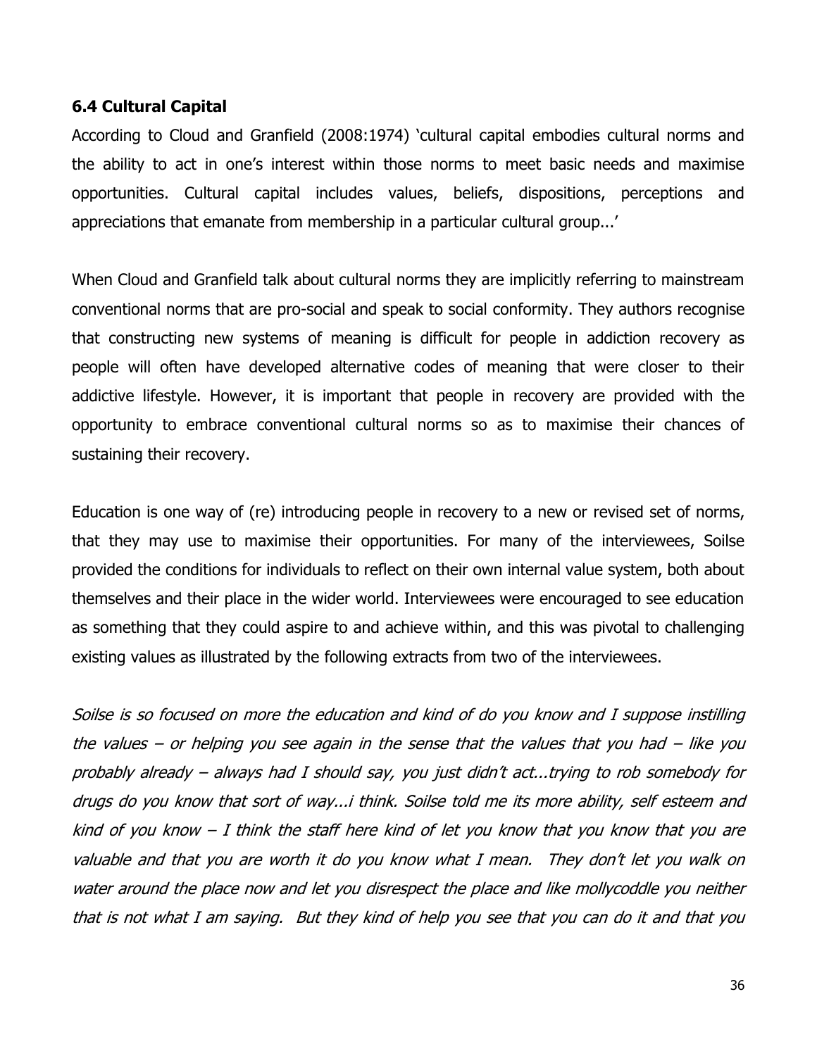### 6.4 Cultural Capital

According to Cloud and Granfield (2008:1974) 'cultural capital embodies cultural norms and the ability to act in one's interest within those norms to meet basic needs and maximise opportunities. Cultural capital includes values, beliefs, dispositions, perceptions and appreciations that emanate from membership in a particular cultural group...'

When Cloud and Granfield talk about cultural norms they are implicitly referring to mainstream conventional norms that are pro-social and speak to social conformity. They authors recognise that constructing new systems of meaning is difficult for people in addiction recovery as people will often have developed alternative codes of meaning that were closer to their addictive lifestyle. However, it is important that people in recovery are provided with the opportunity to embrace conventional cultural norms so as to maximise their chances of sustaining their recovery.

Education is one way of (re) introducing people in recovery to a new or revised set of norms, that they may use to maximise their opportunities. For many of the interviewees, Soilse provided the conditions for individuals to reflect on their own internal value system, both about themselves and their place in the wider world. Interviewees were encouraged to see education as something that they could aspire to and achieve within, and this was pivotal to challenging existing values as illustrated by the following extracts from two of the interviewees.

*Soilse is so focused on more the education and kind of do you know and I suppose instilling the values – or helping you see again in the sense that the values that you had – like you probably already – always had I should say, you just didn't act...trying to rob somebody for drugs do you know that sort of way...i think. Soilse told me its more ability, self esteem and kind of you know – I think the staff here kind of let you know that you know that you are valuable and that you are worth it do you know what I mean. They don't let you walk on water around the place now and let you disrespect the place and like mollycoddle you neither that is not what I am saying. But they kind of help you see that you can do it and that you*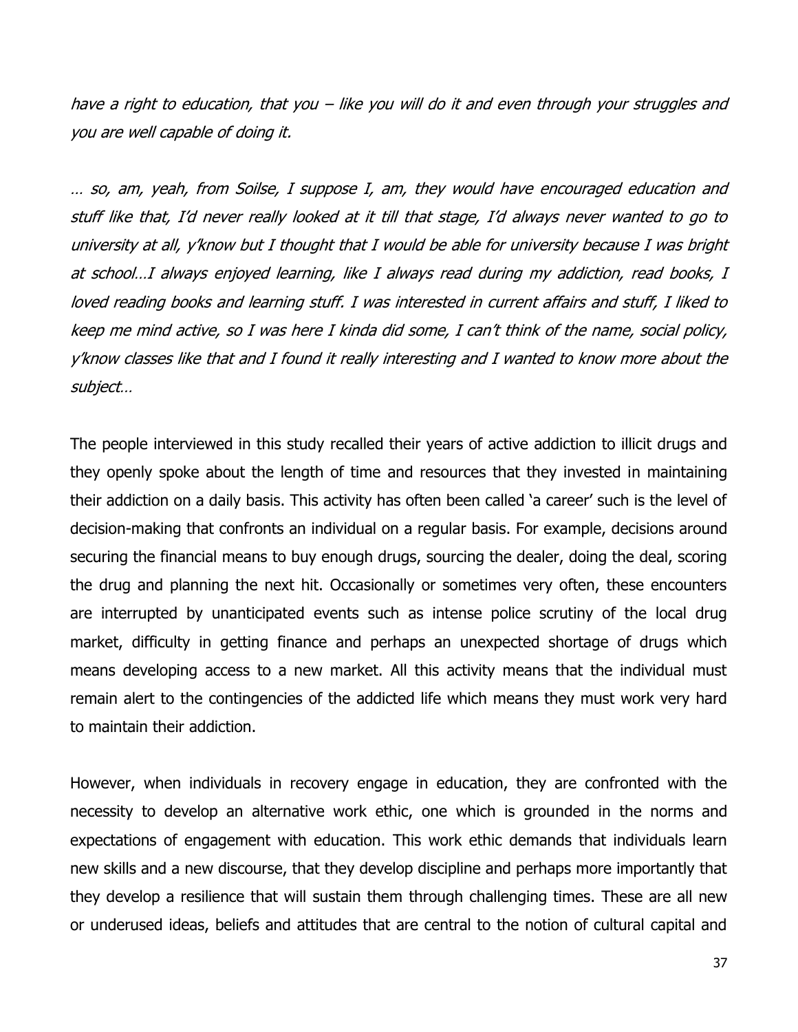*have a right to education, that you – like you will do it and even through your struggles and you are well capable of doing it.*

*… so, am, yeah, from Soilse, I suppose I, am, they would have encouraged education and stuff like that, I'd never really looked at it till that stage, I'd always never wanted to go to university at all, y'know but I thought that I would be able for university because I was bright at school…I always enjoyed learning, like I always read during my addiction, read books, I loved reading books and learning stuff. I was interested in current affairs and stuff, I liked to keep me mind active, so I was here I kinda did some, I can't think of the name, social policy, y'know classes like that and I found it really interesting and I wanted to know more about the subject…*

The people interviewed in this study recalled their years of active addiction to illicit drugs and they openly spoke about the length of time and resources that they invested in maintaining their addiction on a daily basis. This activity has often been called 'a career' such is the level of decision-making that confronts an individual on a regular basis. For example, decisions around securing the financial means to buy enough drugs, sourcing the dealer, doing the deal, scoring the drug and planning the next hit. Occasionally or sometimes very often, these encounters are interrupted by unanticipated events such as intense police scrutiny of the local drug market, difficulty in getting finance and perhaps an unexpected shortage of drugs which means developing access to a new market. All this activity means that the individual must remain alert to the contingencies of the addicted life which means they must work very hard to maintain their addiction.

However, when individuals in recovery engage in education, they are confronted with the necessity to develop an alternative work ethic, one which is grounded in the norms and expectations of engagement with education. This work ethic demands that individuals learn new skills and a new discourse, that they develop discipline and perhaps more importantly that they develop a resilience that will sustain them through challenging times. These are all new or underused ideas, beliefs and attitudes that are central to the notion of cultural capital and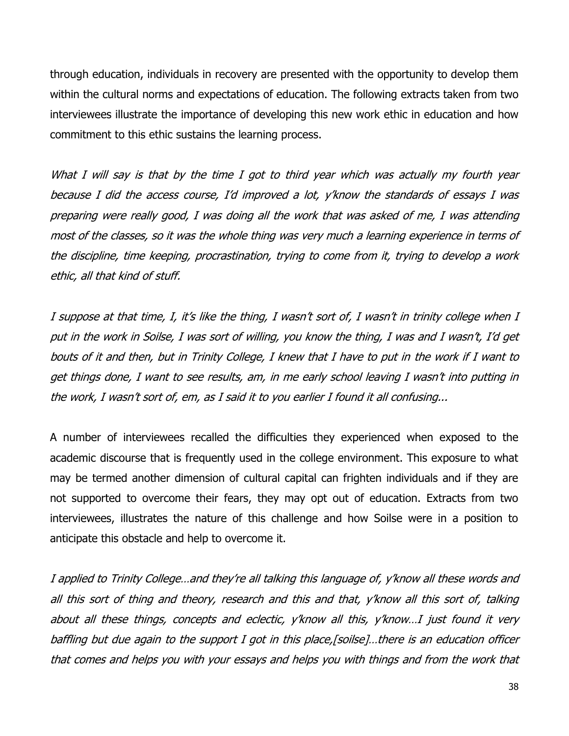through education, individuals in recovery are presented with the opportunity to develop them within the cultural norms and expectations of education. The following extracts taken from two interviewees illustrate the importance of developing this new work ethic in education and how commitment to this ethic sustains the learning process.

*What I will say is that by the time I got to third year which was actually my fourth year because I did the access course, I'd improved a lot, y'know the standards of essays I was preparing were really good, I was doing all the work that was asked of me, I was attending most of the classes, so it was the whole thing was very much a learning experience in terms of the discipline, time keeping, procrastination, trying to come from it, trying to develop a work ethic, all that kind of stuff.*

*I suppose at that time, I, it's like the thing, I wasn't sort of, I wasn't in trinity college when I put in the work in Soilse, I was sort of willing, you know the thing, I was and I wasn't, I'd get bouts of it and then, but in Trinity College, I knew that I have to put in the work if I want to get things done, I want to see results, am, in me early school leaving I wasn't into putting in the work, I wasn't sort of, em, as I said it to you earlier I found it all confusing...*

A number of interviewees recalled the difficulties they experienced when exposed to the academic discourse that is frequently used in the college environment. This exposure to what may be termed another dimension of cultural capital can frighten individuals and if they are not supported to overcome their fears, they may opt out of education. Extracts from two interviewees, illustrates the nature of this challenge and how Soilse were in a position to anticipate this obstacle and help to overcome it.

*I applied to Trinity College…and they're all talking this language of, y'know all these words and all this sort of thing and theory, research and this and that, y'know all this sort of, talking about all these things, concepts and eclectic, y'know all this, y'know…I just found it very baffling but due again to the support I got in this place,[soilse]…there is an education officer that comes and helps you with your essays and helps you with things and from the work that*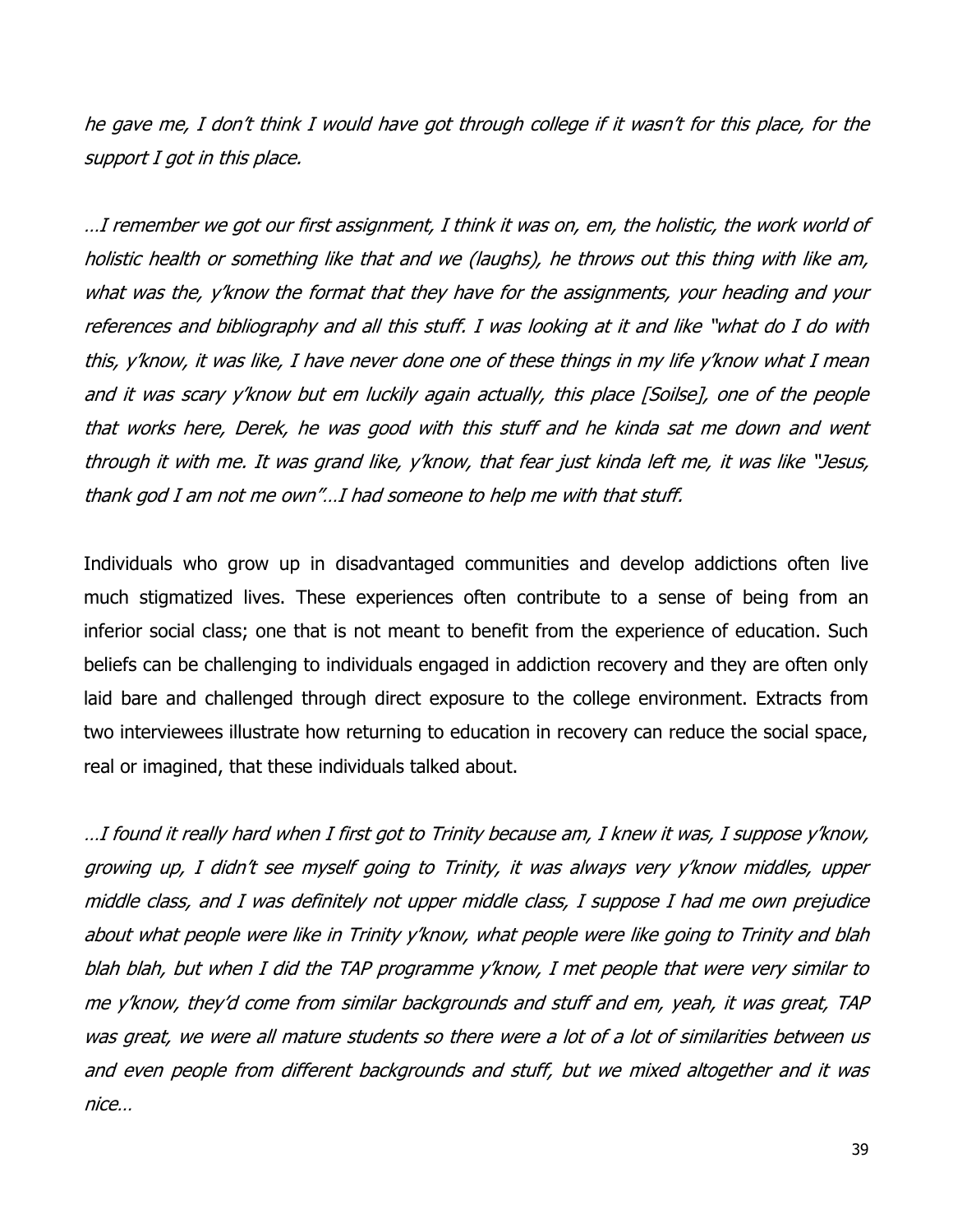*he gave me, I don't think I would have got through college if it wasn't for this place, for the support I got in this place.*

*…I remember we got our first assignment, I think it was on, em, the holistic, the work world of holistic health or something like that and we (laughs), he throws out this thing with like am, what was the, y'know the format that they have for the assignments, your heading and your references and bibliography and all this stuff. I was looking at it and like "what do I do with this, y'know, it was like, I have never done one of these things in my life y'know what I mean and it was scary y'know but em luckily again actually, this place [Soilse], one of the people that works here, Derek, he was good with this stuff and he kinda sat me down and went through it with me. It was grand like, y'know, that fear just kinda left me, it was like "Jesus, thank god I am not me own"…I had someone to help me with that stuff.*

Individuals who grow up in disadvantaged communities and develop addictions often live much stigmatized lives. These experiences often contribute to a sense of being from an inferior social class; one that is not meant to benefit from the experience of education. Such beliefs can be challenging to individuals engaged in addiction recovery and they are often only laid bare and challenged through direct exposure to the college environment. Extracts from two interviewees illustrate how returning to education in recovery can reduce the social space, real or imagined, that these individuals talked about.

*…I found it really hard when I first got to Trinity because am, I knew it was, I suppose y'know, growing up, I didn't see myself going to Trinity, it was always very y'know middles, upper middle class, and I was definitely not upper middle class, I suppose I had me own prejudice about what people were like in Trinity y'know, what people were like going to Trinity and blah blah blah, but when I did the TAP programme y'know, I met people that were very similar to me y'know, they'd come from similar backgrounds and stuff and em, yeah, it was great, TAP was great, we were all mature students so there were a lot of a lot of similarities between us and even people from different backgrounds and stuff, but we mixed altogether and it was nice…*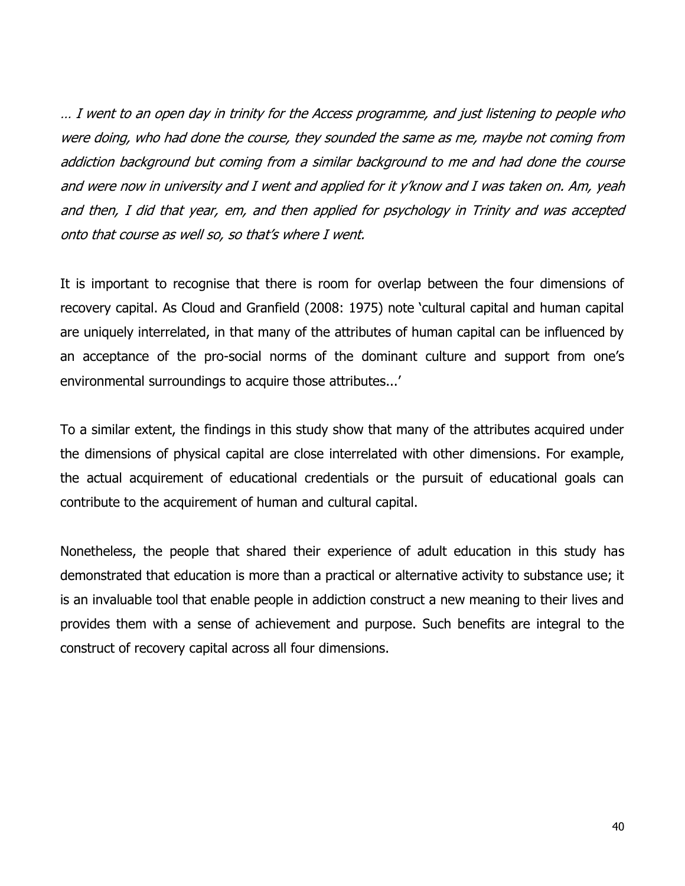*… I went to an open day in trinity for the Access programme, and just listening to people who were doing, who had done the course, they sounded the same as me, maybe not coming from addiction background but coming from a similar background to me and had done the course and were now in university and I went and applied for it y'know and I was taken on. Am, yeah and then, I did that year, em, and then applied for psychology in Trinity and was accepted onto that course as well so, so that's where I went.*

It is important to recognise that there is room for overlap between the four dimensions of recovery capital. As Cloud and Granfield (2008: 1975) note 'cultural capital and human capital are uniquely interrelated, in that many of the attributes of human capital can be influenced by an acceptance of the pro-social norms of the dominant culture and support from one's environmental surroundings to acquire those attributes...'

To a similar extent, the findings in this study show that many of the attributes acquired under the dimensions of physical capital are close interrelated with other dimensions. For example, the actual acquirement of educational credentials or the pursuit of educational goals can contribute to the acquirement of human and cultural capital.

Nonetheless, the people that shared their experience of adult education in this study has demonstrated that education is more than a practical or alternative activity to substance use; it is an invaluable tool that enable people in addiction construct a new meaning to their lives and provides them with a sense of achievement and purpose. Such benefits are integral to the construct of recovery capital across all four dimensions.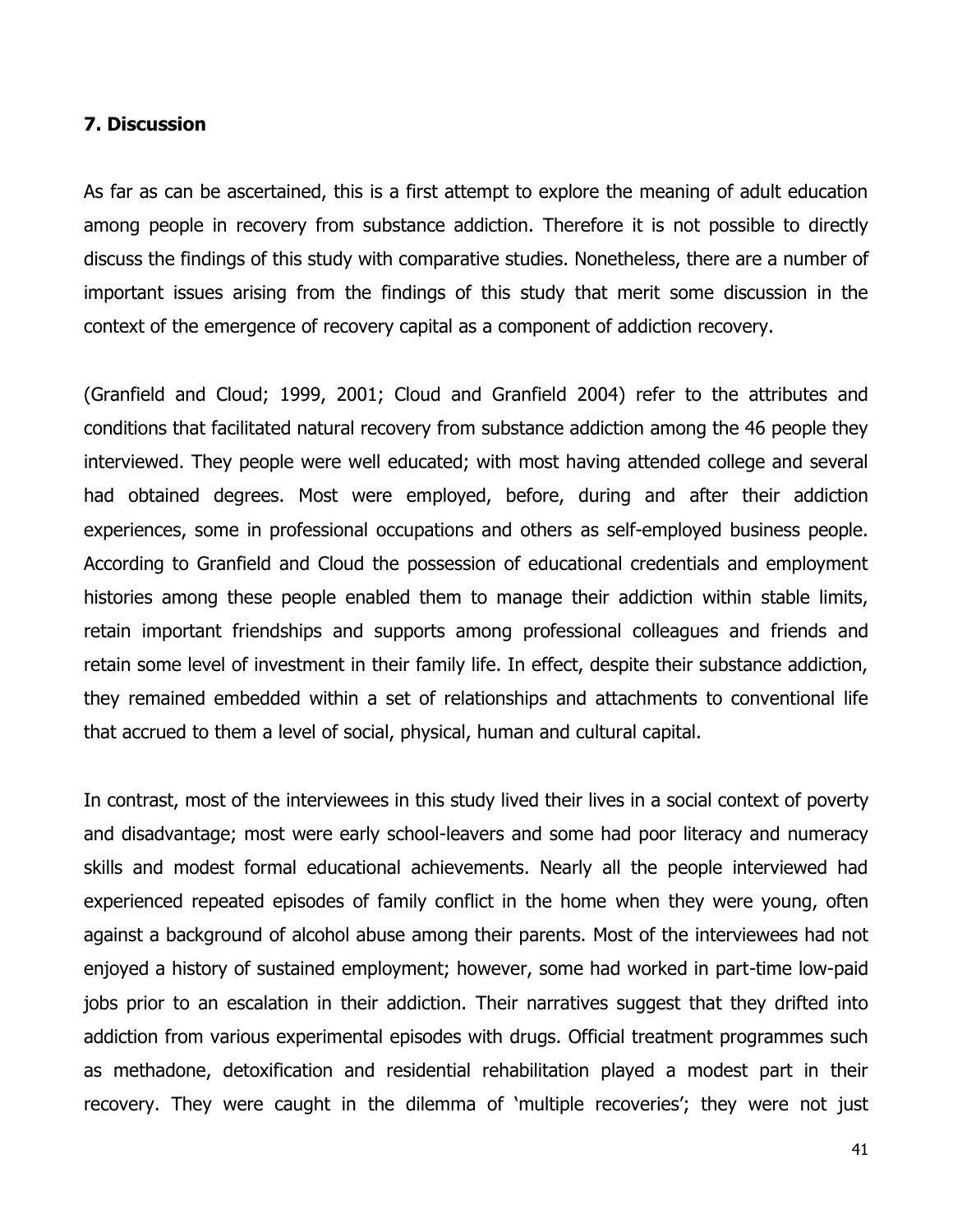## 7. Discussion

As far as can be ascertained, this is a first attempt to explore the meaning of adult education among people in recovery from substance addiction. Therefore it is not possible to directly discuss the findings of this study with comparative studies. Nonetheless, there are a number of important issues arising from the findings of this study that merit some discussion in the context of the emergence of recovery capital as a component of addiction recovery.

(Granfield and Cloud; 1999, 2001; Cloud and Granfield 2004) refer to the attributes and conditions that facilitated natural recovery from substance addiction among the 46 people they interviewed. They people were well educated; with most having attended college and several had obtained degrees. Most were employed, before, during and after their addiction experiences, some in professional occupations and others as self-employed business people. According to Granfield and Cloud the possession of educational credentials and employment histories among these people enabled them to manage their addiction within stable limits, retain important friendships and supports among professional colleagues and friends and retain some level of investment in their family life. In effect, despite their substance addiction, they remained embedded within a set of relationships and attachments to conventional life that accrued to them a level of social, physical, human and cultural capital.

In contrast, most of the interviewees in this study lived their lives in a social context of poverty and disadvantage; most were early school-leavers and some had poor literacy and numeracy skills and modest formal educational achievements. Nearly all the people interviewed had experienced repeated episodes of family conflict in the home when they were young, often against a background of alcohol abuse among their parents. Most of the interviewees had not enjoyed a history of sustained employment; however, some had worked in part-time low-paid jobs prior to an escalation in their addiction. Their narratives suggest that they drifted into addiction from various experimental episodes with drugs. Official treatment programmes such as methadone, detoxification and residential rehabilitation played a modest part in their recovery. They were caught in the dilemma of 'multiple recoveries'; they were not just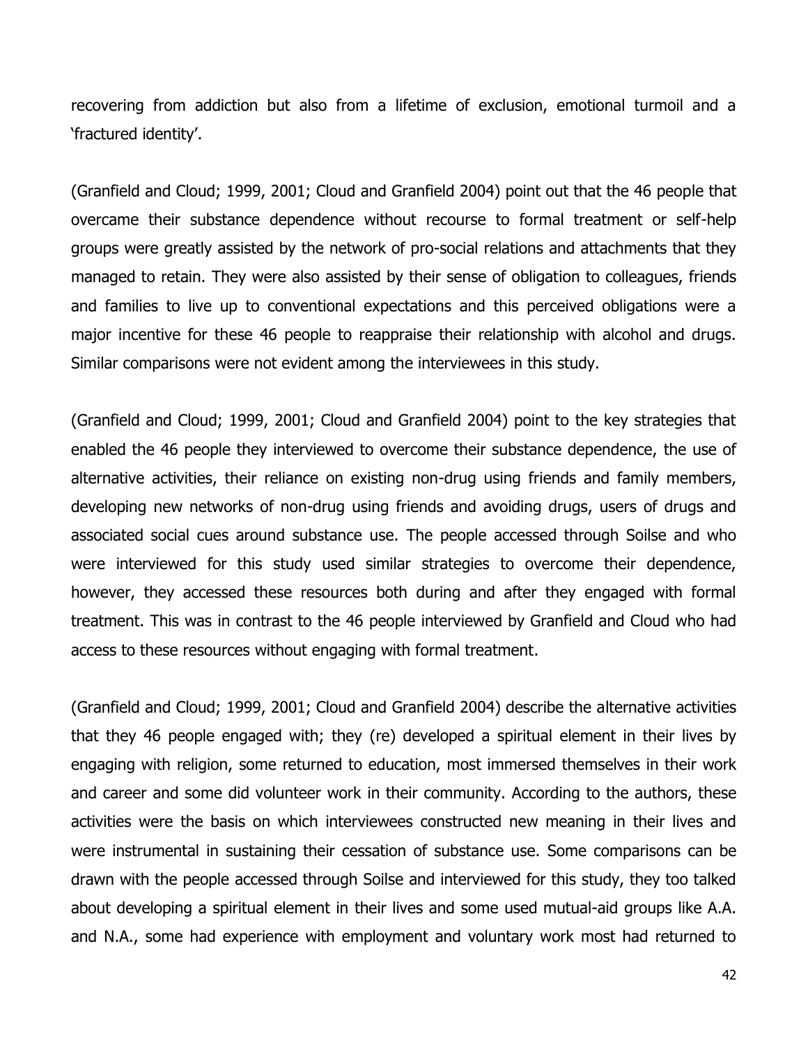recovering from addiction but also from a lifetime of exclusion, emotional turmoil and a 'fractured identity'.

(Granfield and Cloud; 1999, 2001; Cloud and Granfield 2004) point out that the 46 people that overcame their substance dependence without recourse to formal treatment or self-help groups were greatly assisted by the network of pro-social relations and attachments that they managed to retain. They were also assisted by their sense of obligation to colleagues, friends and families to live up to conventional expectations and this perceived obligations were a major incentive for these 46 people to reappraise their relationship with alcohol and drugs. Similar comparisons were not evident among the interviewees in this study.

(Granfield and Cloud; 1999, 2001; Cloud and Granfield 2004) point to the key strategies that enabled the 46 people they interviewed to overcome their substance dependence, the use of alternative activities, their reliance on existing non-drug using friends and family members, developing new networks of non-drug using friends and avoiding drugs, users of drugs and associated social cues around substance use. The people accessed through Soilse and who were interviewed for this study used similar strategies to overcome their dependence, however, they accessed these resources both during and after they engaged with formal treatment. This was in contrast to the 46 people interviewed by Granfield and Cloud who had access to these resources without engaging with formal treatment.

(Granfield and Cloud; 1999, 2001; Cloud and Granfield 2004) describe the alternative activities that they 46 people engaged with; they (re) developed a spiritual element in their lives by engaging with religion, some returned to education, most immersed themselves in their work and career and some did volunteer work in their community. According to the authors, these activities were the basis on which interviewees constructed new meaning in their lives and were instrumental in sustaining their cessation of substance use. Some comparisons can be drawn with the people accessed through Soilse and interviewed for this study, they too talked about developing a spiritual element in their lives and some used mutual-aid groups like A.A. and N.A., some had experience with employment and voluntary work most had returned to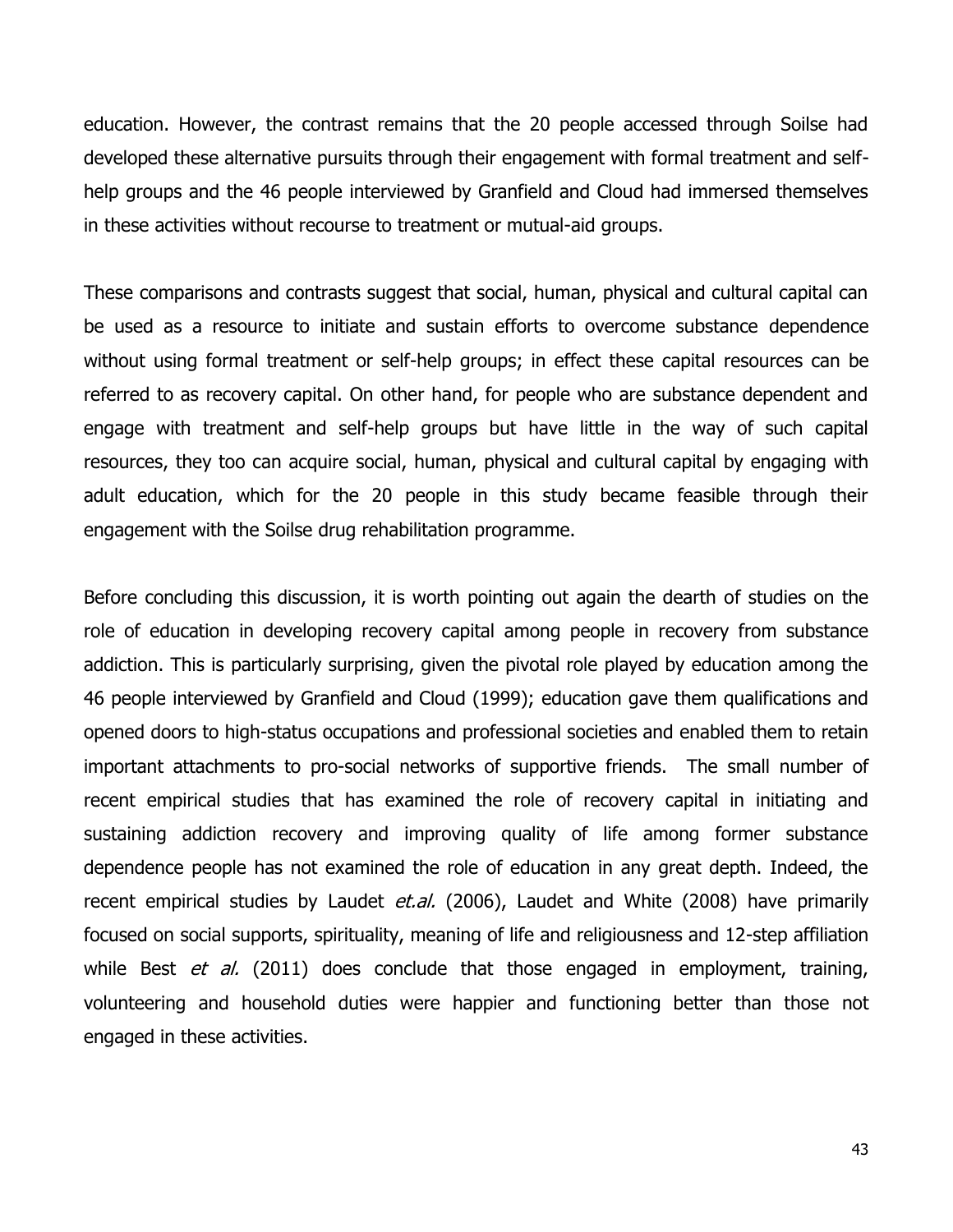education. However, the contrast remains that the 20 people accessed through Soilse had developed these alternative pursuits through their engagement with formal treatment and self-help groups and the 46 people interviewed by Granfield and Cloud had immersed themselves in these activities without recourse to treatment or mutual-aid groups.

These comparisons and contrasts suggest that social, human, physical and cultural capital can be used as a resource to initiate and sustain efforts to overcome substance dependence without using formal treatment or self-help groups; in effect these capital resources can be referred to as recovery capital. On other hand, for people who are substance dependent and engage with treatment and self-help groups but have little in the way of such capital resources, they too can acquire social, human, physical and cultural capital by engaging with adult education, which for the 20 people in this study became feasible through their engagement with the Soilse drug rehabilitation programme.

Before concluding this discussion, it is worth pointing out again the dearth of studies on the role of education in developing recovery capital among people in recovery from substance addiction. This is particularly surprising, given the pivotal role played by education among the 46 people interviewed by Granfield and Cloud (1999); education gave them qualifications and opened doors to high-status occupations and professional societies and enabled them to retain important attachments to pro-social networks of supportive friends. The small number of recent empirical studies that has examined the role of recovery capital in initiating and sustaining addiction recovery and improving quality of life among former substance dependence people has not examined the role of education in any great depth. Indeed, the recent empirical studies by Laudet *et.al.* (2006), Laudet and White (2008) have primarily focused on social supports, spirituality, meaning of life and religiousness and 12-step affiliation while Best *et al.* (2011) does conclude that those engaged in employment, training, volunteering and household duties were happier and functioning better than those not engaged in these activities.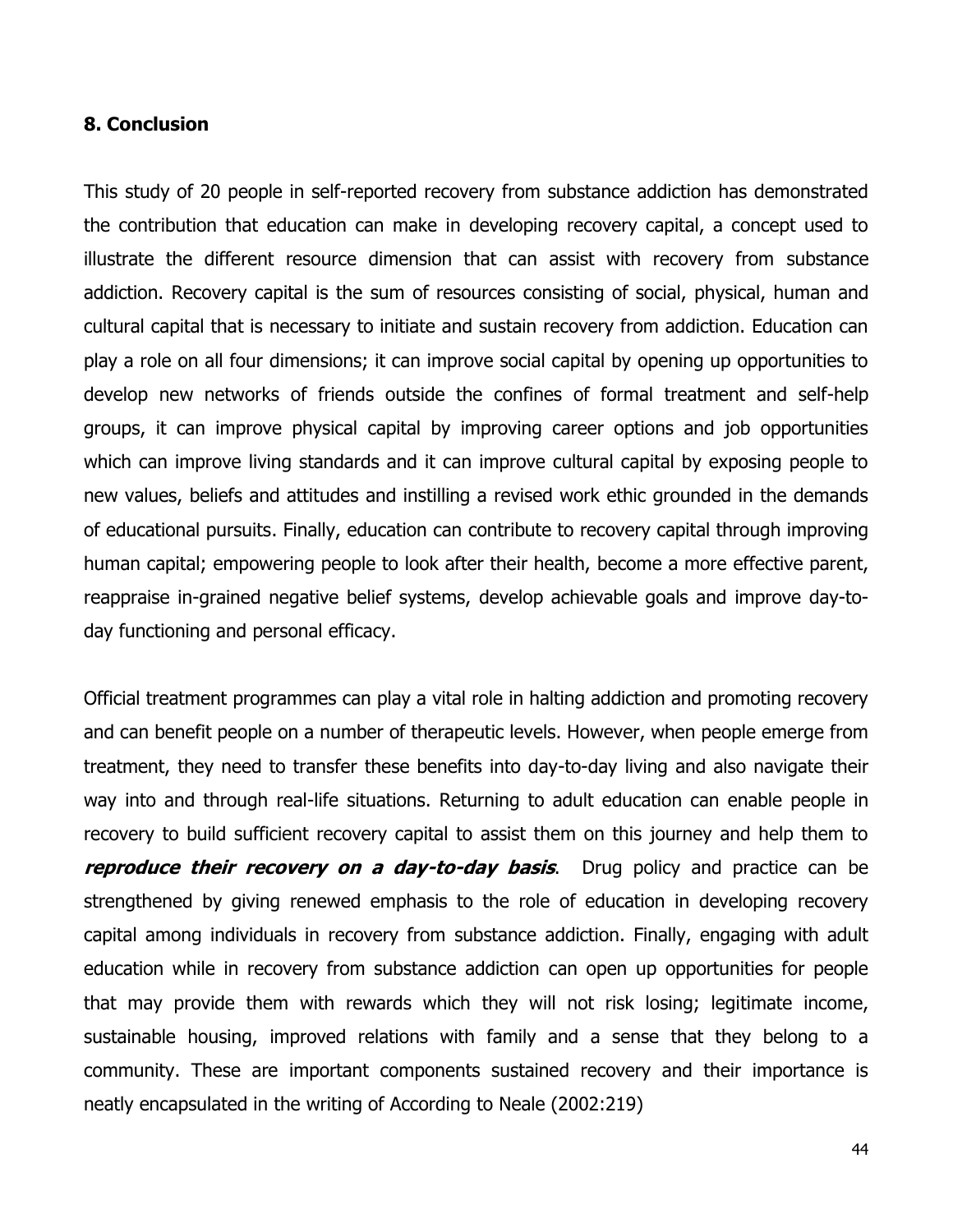## 8. Conclusion

This study of 20 people in self-reported recovery from substance addiction has demonstrated the contribution that education can make in developing recovery capital, a concept used to illustrate the different resource dimension that can assist with recovery from substance addiction. Recovery capital is the sum of resources consisting of social, physical, human and cultural capital that is necessary to initiate and sustain recovery from addiction. Education can play a role on all four dimensions; it can improve social capital by opening up opportunities to develop new networks of friends outside the confines of formal treatment and self-help groups, it can improve physical capital by improving career options and job opportunities which can improve living standards and it can improve cultural capital by exposing people to new values, beliefs and attitudes and instilling a revised work ethic grounded in the demands of educational pursuits. Finally, education can contribute to recovery capital through improving human capital; empowering people to look after their health, become a more effective parent, reappraise in-grained negative belief systems, develop achievable goals and improve day-to-day functioning and personal efficacy.

Official treatment programmes can play a vital role in halting addiction and promoting recovery and can benefit people on a number of therapeutic levels. However, when people emerge from treatment, they need to transfer these benefits into day-to-day living and also navigate their way into and through real-life situations. Returning to adult education can enable people in recovery to build sufficient recovery capital to assist them on this journey and help them to ***reproduce their recovery on a day-to-day basis***. Drug policy and practice can be strengthened by giving renewed emphasis to the role of education in developing recovery capital among individuals in recovery from substance addiction. Finally, engaging with adult education while in recovery from substance addiction can open up opportunities for people that may provide them with rewards which they will not risk losing; legitimate income, sustainable housing, improved relations with family and a sense that they belong to a community. These are important components sustained recovery and their importance is neatly encapsulated in the writing of According to Neale (2002:219)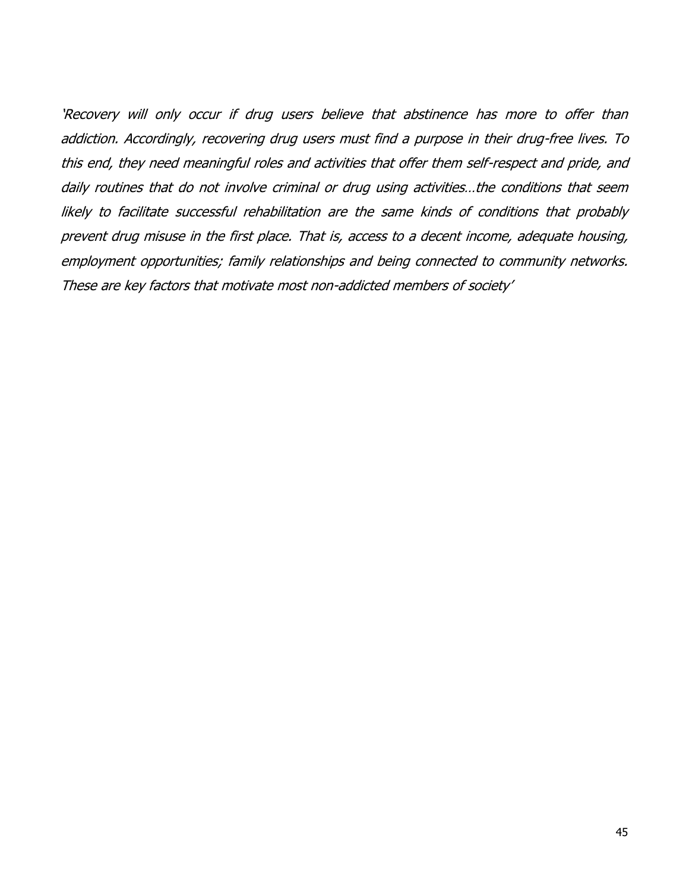*'Recovery will only occur if drug users believe that abstinence has more to offer than addiction. Accordingly, recovering drug users must find a purpose in their drug-free lives. To this end, they need meaningful roles and activities that offer them self-respect and pride, and daily routines that do not involve criminal or drug using activities…the conditions that seem likely to facilitate successful rehabilitation are the same kinds of conditions that probably prevent drug misuse in the first place. That is, access to a decent income, adequate housing, employment opportunities; family relationships and being connected to community networks. These are key factors that motivate most non-addicted members of society'*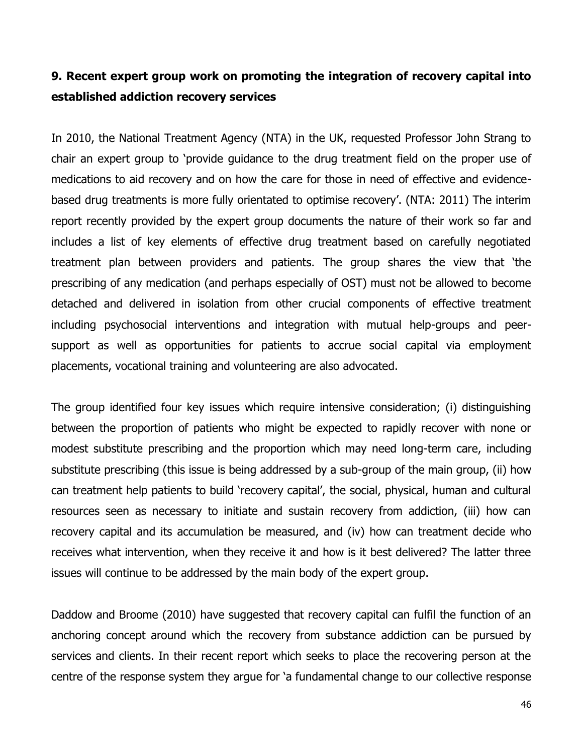## 9. Recent expert group work on promoting the integration of recovery capital into established addiction recovery services

In 2010, the National Treatment Agency (NTA) in the UK, requested Professor John Strang to chair an expert group to 'provide guidance to the drug treatment field on the proper use of medications to aid recovery and on how the care for those in need of effective and evidence-based drug treatments is more fully orientated to optimise recovery'. (NTA: 2011) The interim report recently provided by the expert group documents the nature of their work so far and includes a list of key elements of effective drug treatment based on carefully negotiated treatment plan between providers and patients. The group shares the view that 'the prescribing of any medication (and perhaps especially of OST) must not be allowed to become detached and delivered in isolation from other crucial components of effective treatment including psychosocial interventions and integration with mutual help-groups and peer-support as well as opportunities for patients to accrue social capital via employment placements, vocational training and volunteering are also advocated.

The group identified four key issues which require intensive consideration; (i) distinguishing between the proportion of patients who might be expected to rapidly recover with none or modest substitute prescribing and the proportion which may need long-term care, including substitute prescribing (this issue is being addressed by a sub-group of the main group, (ii) how can treatment help patients to build 'recovery capital', the social, physical, human and cultural resources seen as necessary to initiate and sustain recovery from addiction, (iii) how can recovery capital and its accumulation be measured, and (iv) how can treatment decide who receives what intervention, when they receive it and how is it best delivered? The latter three issues will continue to be addressed by the main body of the expert group.

Daddow and Broome (2010) have suggested that recovery capital can fulfil the function of an anchoring concept around which the recovery from substance addiction can be pursued by services and clients. In their recent report which seeks to place the recovering person at the centre of the response system they argue for 'a fundamental change to our collective response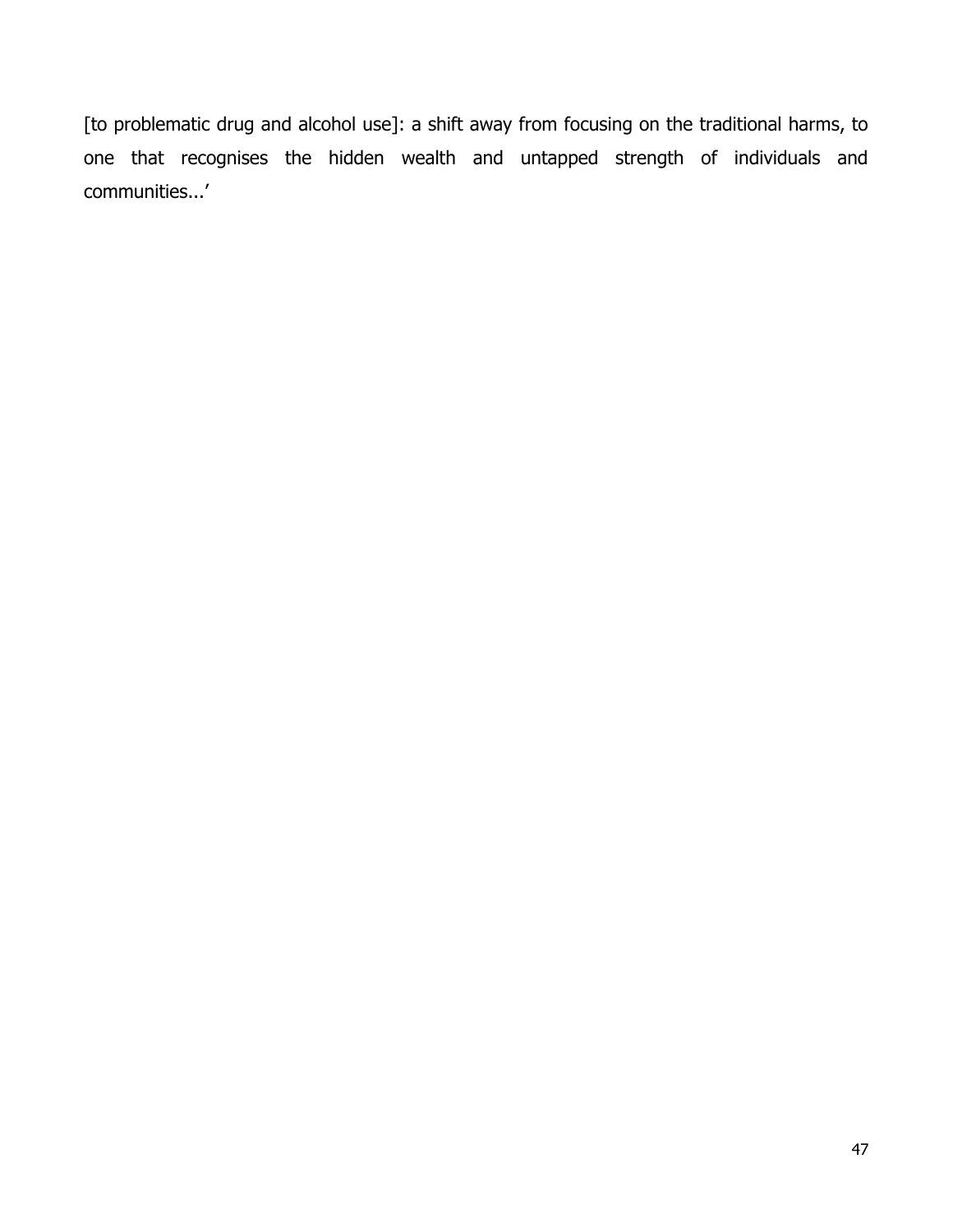[to problematic drug and alcohol use]: a shift away from focusing on the traditional harms, to one that recognises the hidden wealth and untapped strength of individuals and communities...'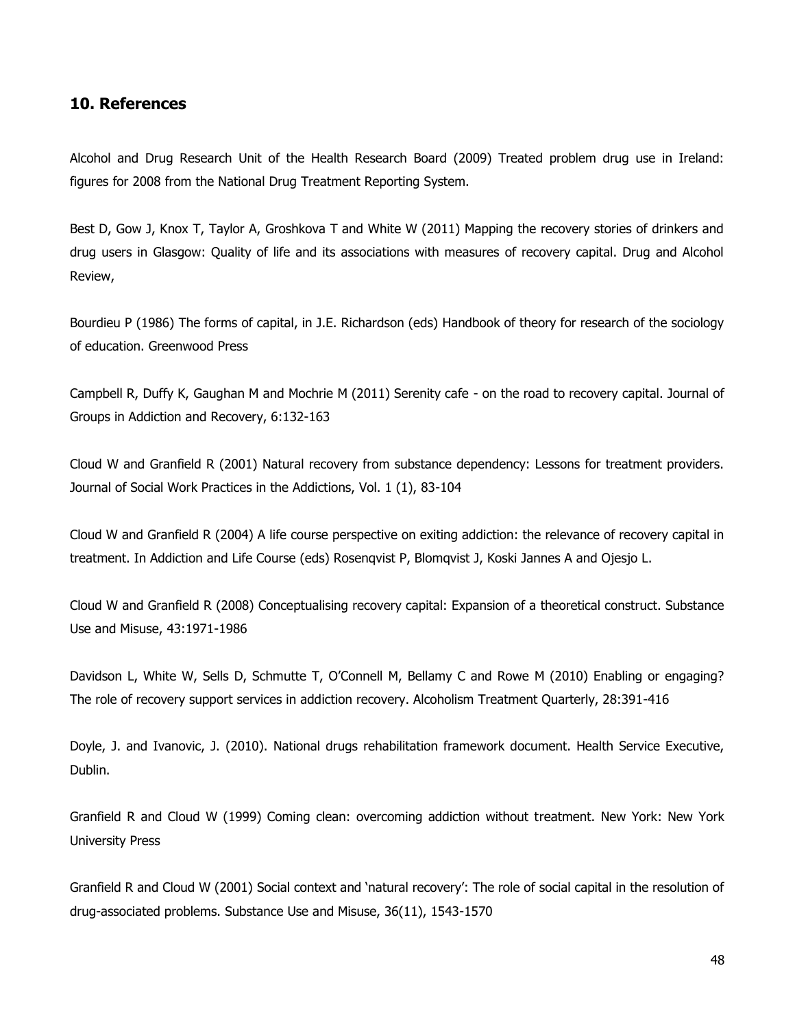## 10. References

Alcohol and Drug Research Unit of the Health Research Board (2009) Treated problem drug use in Ireland: figures for 2008 from the National Drug Treatment Reporting System.

Best D, Gow J, Knox T, Taylor A, Groshkova T and White W (2011) Mapping the recovery stories of drinkers and drug users in Glasgow: Quality of life and its associations with measures of recovery capital. Drug and Alcohol Review,

Bourdieu P (1986) The forms of capital, in J.E. Richardson (eds) Handbook of theory for research of the sociology of education. Greenwood Press

Campbell R, Duffy K, Gaughan M and Mochrie M (2011) Serenity cafe - on the road to recovery capital. Journal of Groups in Addiction and Recovery, 6:132-163

Cloud W and Granfield R (2001) Natural recovery from substance dependency: Lessons for treatment providers. Journal of Social Work Practices in the Addictions, Vol. 1 (1), 83-104

Cloud W and Granfield R (2004) A life course perspective on exiting addiction: the relevance of recovery capital in treatment. In Addiction and Life Course (eds) Rosenqvist P, Blomqvist J, Koski Jannes A and Ojesjo L.

Cloud W and Granfield R (2008) Conceptualising recovery capital: Expansion of a theoretical construct. Substance Use and Misuse, 43:1971-1986

Davidson L, White W, Sells D, Schmutte T, O'Connell M, Bellamy C and Rowe M (2010) Enabling or engaging? The role of recovery support services in addiction recovery. Alcoholism Treatment Quarterly, 28:391-416

Doyle, J. and Ivanovic, J. (2010). National drugs rehabilitation framework document. Health Service Executive, Dublin.

Granfield R and Cloud W (1999) Coming clean: overcoming addiction without treatment. New York: New York University Press

Granfield R and Cloud W (2001) Social context and 'natural recovery': The role of social capital in the resolution of drug-associated problems. Substance Use and Misuse, 36(11), 1543-1570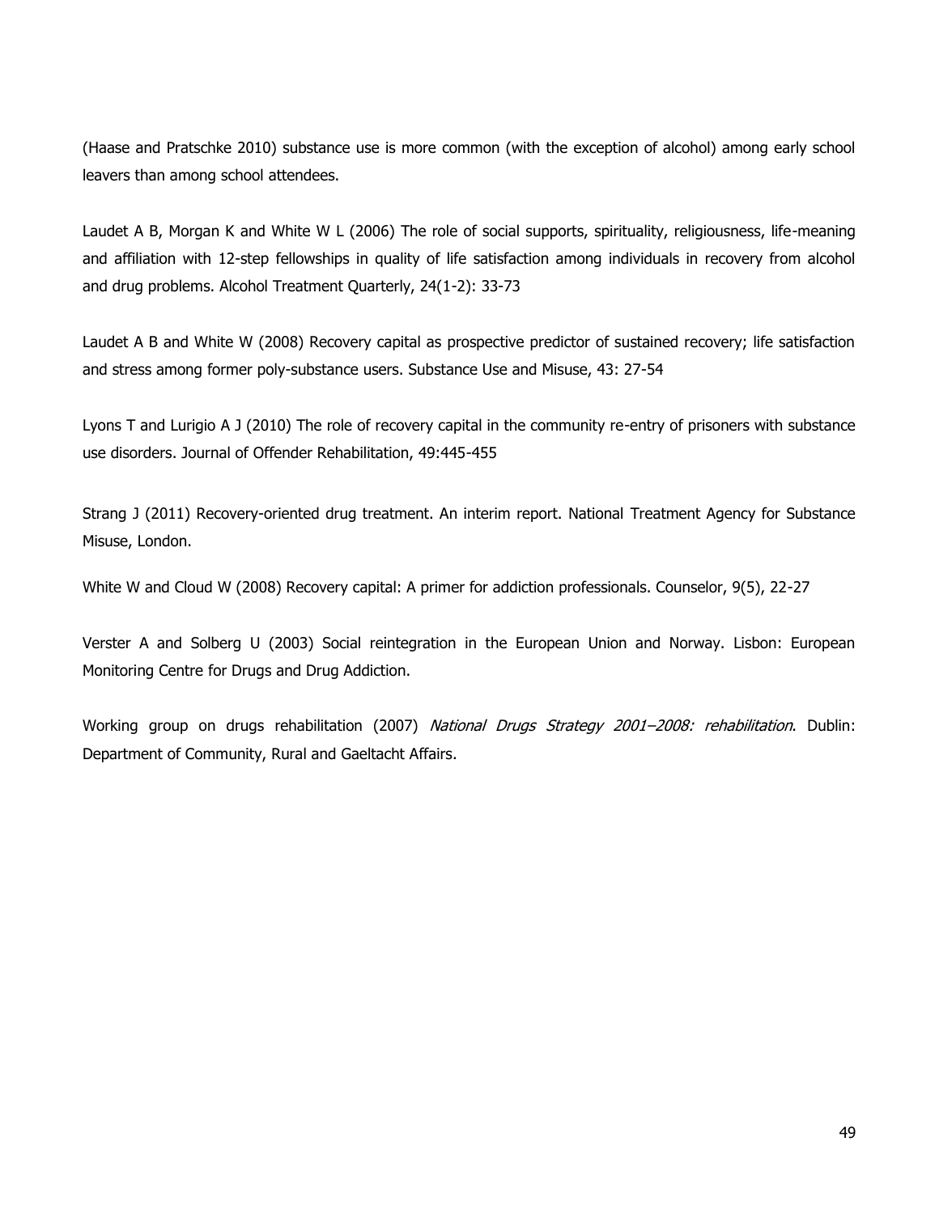(Haase and Pratschke 2010) substance use is more common (with the exception of alcohol) among early school leavers than among school attendees.

Laudet A B, Morgan K and White W L (2006) The role of social supports, spirituality, religiousness, life-meaning and affiliation with 12-step fellowships in quality of life satisfaction among individuals in recovery from alcohol and drug problems. Alcohol Treatment Quarterly, 24(1-2): 33-73

Laudet A B and White W (2008) Recovery capital as prospective predictor of sustained recovery; life satisfaction and stress among former poly-substance users. Substance Use and Misuse, 43: 27-54

Lyons T and Lurigio A J (2010) The role of recovery capital in the community re-entry of prisoners with substance use disorders. Journal of Offender Rehabilitation, 49:445-455

Strang J (2011) Recovery-oriented drug treatment. An interim report. National Treatment Agency for Substance Misuse, London.

White W and Cloud W (2008) Recovery capital: A primer for addiction professionals. Counselor, 9(5), 22-27

Verster A and Solberg U (2003) Social reintegration in the European Union and Norway. Lisbon: European Monitoring Centre for Drugs and Drug Addiction.

Working group on drugs rehabilitation (2007) *National Drugs Strategy 2001–2008: rehabilitation*. Dublin: Department of Community, Rural and Gaeltacht Affairs.